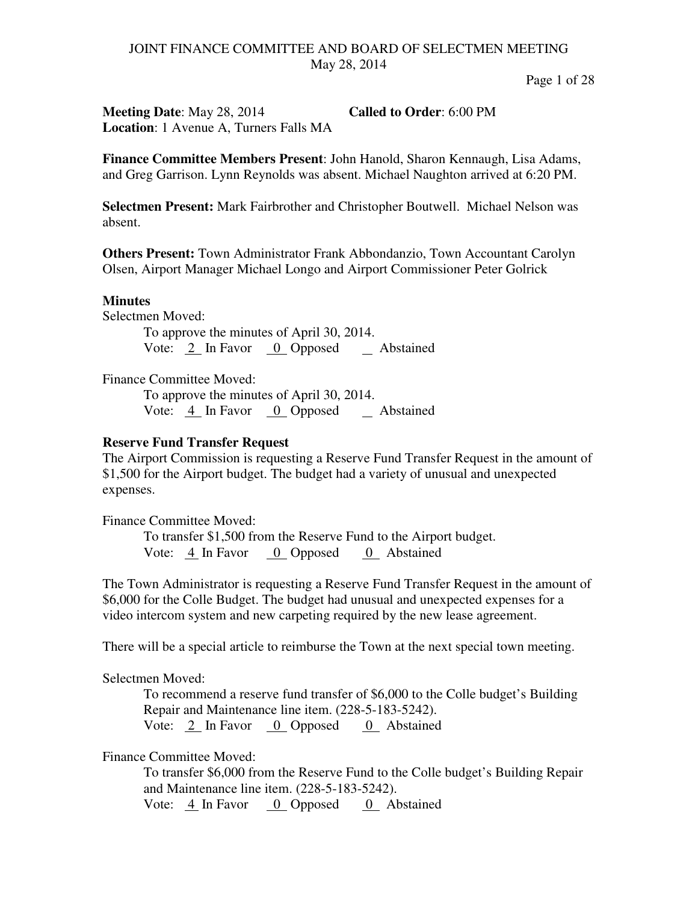# JOINT FINANCE COMMITTEE AND BOARD OF SELECTMEN MEETING
May 28, 2014

**Meeting Date**: May 28, 2014 **Called to Order**: 6:00 PM
**Location**: 1 Avenue A, Turners Falls MA

**Finance Committee Members Present**: John Hanold, Sharon Kennaugh, Lisa Adams, and Greg Garrison. Lynn Reynolds was absent. Michael Naughton arrived at 6:20 PM.

**Selectmen Present:** Mark Fairbrother and Christopher Boutwell. Michael Nelson was absent.

**Others Present:** Town Administrator Frank Abbondanzio, Town Accountant Carolyn Olsen, Airport Manager Michael Longo and Airport Commissioner Peter Golrick

### Minutes

Selectmen Moved:

To approve the minutes of April 30, 2014.
Vote: 2 In Favor 0 Opposed _ Abstained

Finance Committee Moved:

To approve the minutes of April 30, 2014.
Vote: 4 In Favor 0 Opposed _ Abstained

### Reserve Fund Transfer Request

The Airport Commission is requesting a Reserve Fund Transfer Request in the amount of $1,500 for the Airport budget. The budget had a variety of unusual and unexpected expenses.

Finance Committee Moved:

To transfer $1,500 from the Reserve Fund to the Airport budget.
Vote: 4 In Favor 0 Opposed 0 Abstained

The Town Administrator is requesting a Reserve Fund Transfer Request in the amount of $6,000 for the Colle Budget. The budget had unusual and unexpected expenses for a video intercom system and new carpeting required by the new lease agreement.

There will be a special article to reimburse the Town at the next special town meeting.

Selectmen Moved:

To recommend a reserve fund transfer of $6,000 to the Colle budget's Building Repair and Maintenance line item. (228-5-183-5242).
Vote: 2 In Favor 0 Opposed 0 Abstained

Finance Committee Moved:

To transfer $6,000 from the Reserve Fund to the Colle budget's Building Repair and Maintenance line item. (228-5-183-5242).
Vote: 4 In Favor 0 Opposed 0 Abstained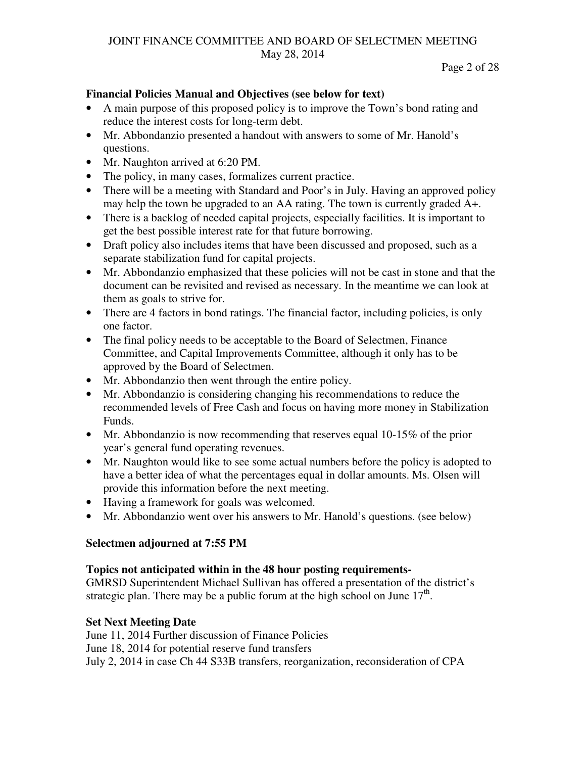### Financial Policies Manual and Objectives (see below for text)

- A main purpose of this proposed policy is to improve the Town's bond rating and reduce the interest costs for long-term debt.
- Mr. Abbondanzio presented a handout with answers to some of Mr. Hanold's questions.
- Mr. Naughton arrived at 6:20 PM.
- The policy, in many cases, formalizes current practice.
- There will be a meeting with Standard and Poor's in July. Having an approved policy may help the town be upgraded to an AA rating. The town is currently graded A+.
- There is a backlog of needed capital projects, especially facilities. It is important to get the best possible interest rate for that future borrowing.
- Draft policy also includes items that have been discussed and proposed, such as a separate stabilization fund for capital projects.
- Mr. Abbondanzio emphasized that these policies will not be cast in stone and that the document can be revisited and revised as necessary. In the meantime we can look at them as goals to strive for.
- There are 4 factors in bond ratings. The financial factor, including policies, is only one factor.
- The final policy needs to be acceptable to the Board of Selectmen, Finance Committee, and Capital Improvements Committee, although it only has to be approved by the Board of Selectmen.
- Mr. Abbondanzio then went through the entire policy.
- Mr. Abbondanzio is considering changing his recommendations to reduce the recommended levels of Free Cash and focus on having more money in Stabilization Funds.
- Mr. Abbondanzio is now recommending that reserves equal 10-15% of the prior year's general fund operating revenues.
- Mr. Naughton would like to see some actual numbers before the policy is adopted to have a better idea of what the percentages equal in dollar amounts. Ms. Olsen will provide this information before the next meeting.
- Having a framework for goals was welcomed.
- Mr. Abbondanzio went over his answers to Mr. Hanold's questions. (see below)

### Selectmen adjourned at 7:55 PM

### Topics not anticipated within in the 48 hour posting requirements-

GMRSD Superintendent Michael Sullivan has offered a presentation of the district's strategic plan. There may be a public forum at the high school on June 17th.

### Set Next Meeting Date

June 11, 2014 Further discussion of Finance Policies
June 18, 2014 for potential reserve fund transfers
July 2, 2014 in case Ch 44 S33B transfers, reorganization, reconsideration of CPA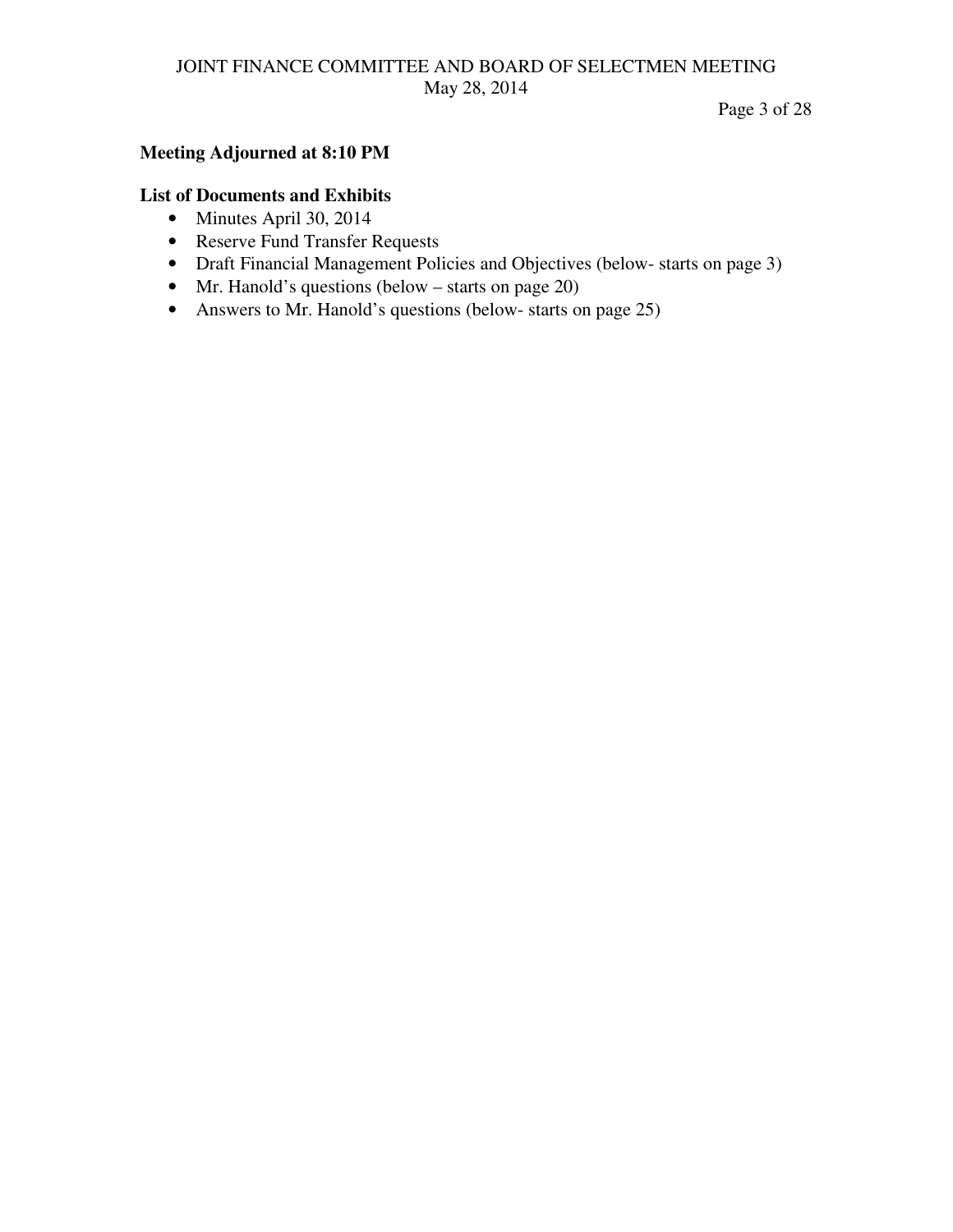**Meeting Adjourned at 8:10 PM**

**List of Documents and Exhibits**

- Minutes April 30, 2014
- Reserve Fund Transfer Requests
- Draft Financial Management Policies and Objectives (below- starts on page 3)
- Mr. Hanold's questions (below – starts on page 20)
- Answers to Mr. Hanold's questions (below- starts on page 25)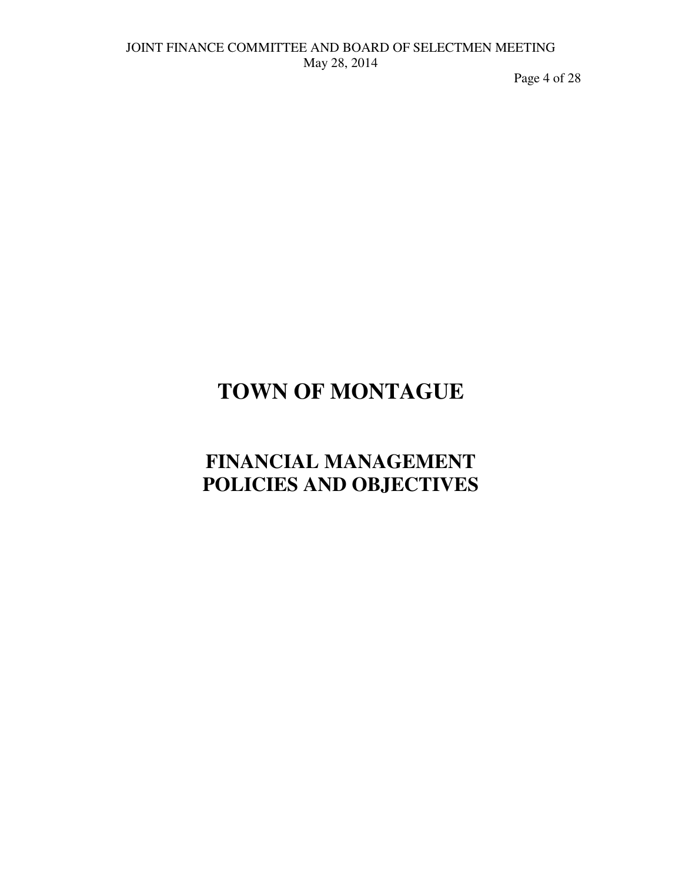# TOWN OF MONTAGUE

## FINANCIAL MANAGEMENT POLICIES AND OBJECTIVES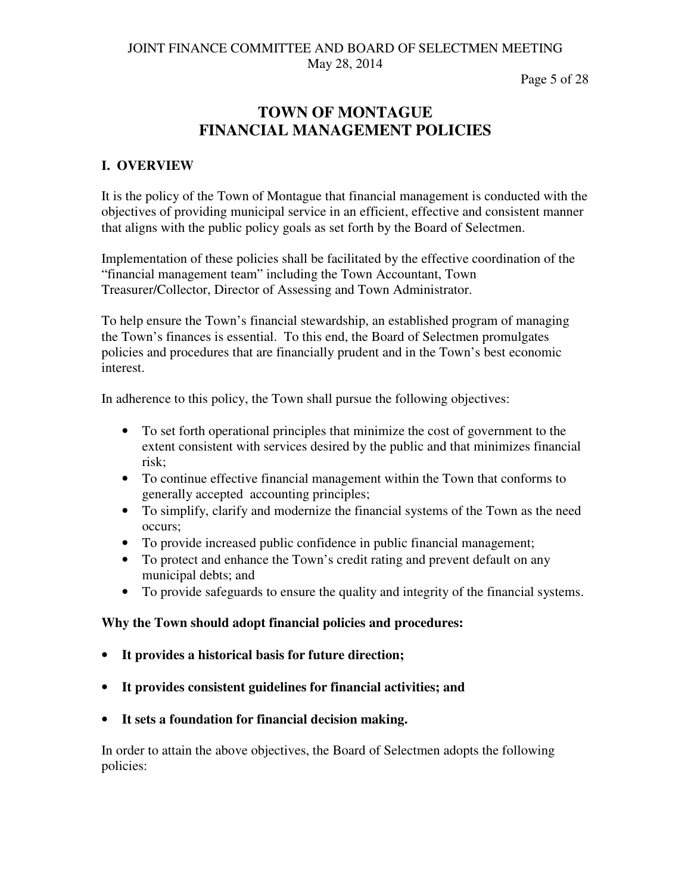# TOWN OF MONTAGUE
# FINANCIAL MANAGEMENT POLICIES

## I. OVERVIEW

It is the policy of the Town of Montague that financial management is conducted with the objectives of providing municipal service in an efficient, effective and consistent manner that aligns with the public policy goals as set forth by the Board of Selectmen.

Implementation of these policies shall be facilitated by the effective coordination of the "financial management team" including the Town Accountant, Town Treasurer/Collector, Director of Assessing and Town Administrator.

To help ensure the Town's financial stewardship, an established program of managing the Town's finances is essential. To this end, the Board of Selectmen promulgates policies and procedures that are financially prudent and in the Town's best economic interest.

In adherence to this policy, the Town shall pursue the following objectives:

- To set forth operational principles that minimize the cost of government to the extent consistent with services desired by the public and that minimizes financial risk;
- To continue effective financial management within the Town that conforms to generally accepted accounting principles;
- To simplify, clarify and modernize the financial systems of the Town as the need occurs;
- To provide increased public confidence in public financial management;
- To protect and enhance the Town's credit rating and prevent default on any municipal debts; and
- To provide safeguards to ensure the quality and integrity of the financial systems.

**Why the Town should adopt financial policies and procedures:**

- **It provides a historical basis for future direction;**
- **It provides consistent guidelines for financial activities; and**
- **It sets a foundation for financial decision making.**

In order to attain the above objectives, the Board of Selectmen adopts the following policies: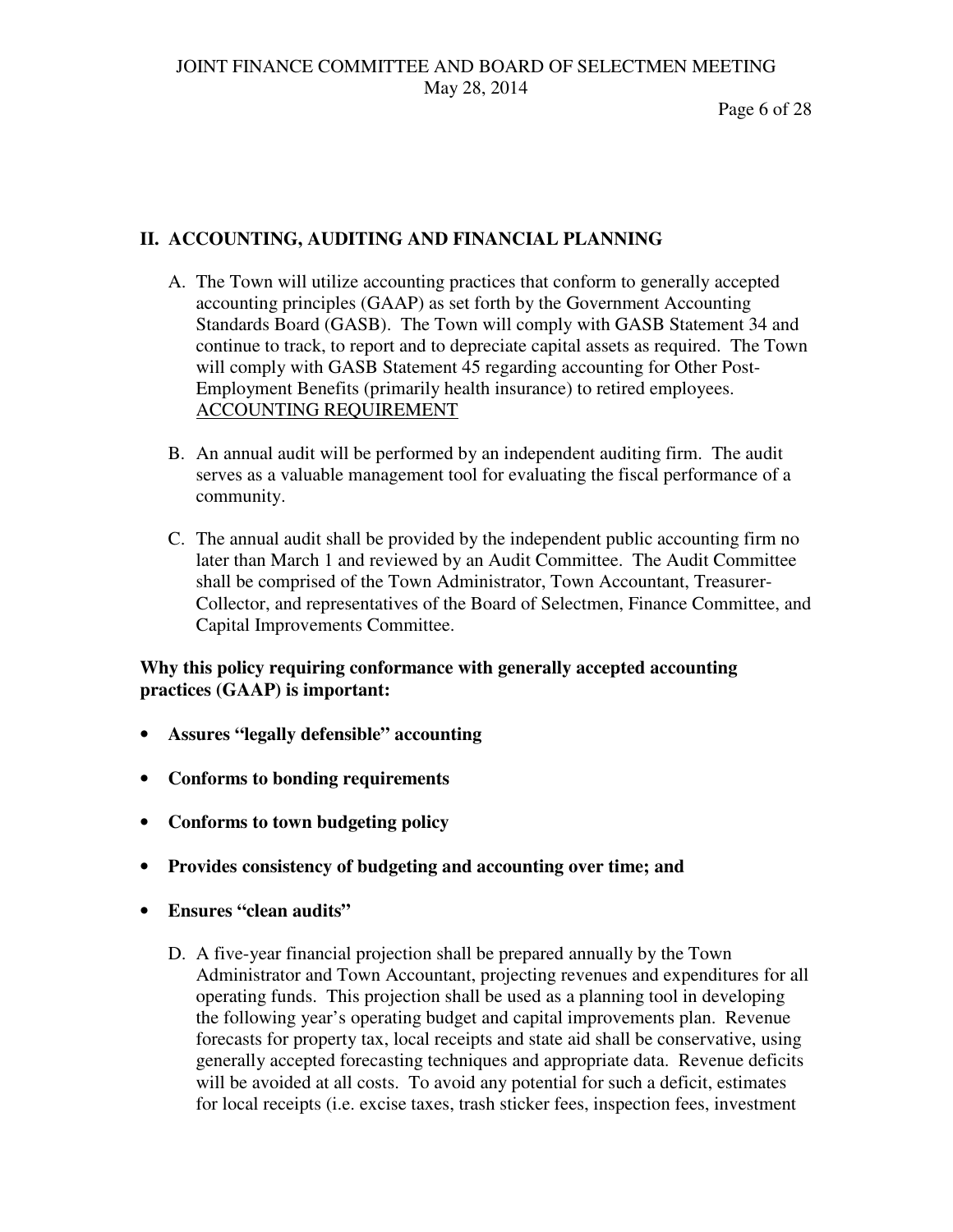## II. ACCOUNTING, AUDITING AND FINANCIAL PLANNING

A. The Town will utilize accounting practices that conform to generally accepted accounting principles (GAAP) as set forth by the Government Accounting Standards Board (GASB). The Town will comply with GASB Statement 34 and continue to track, to report and to depreciate capital assets as required. The Town will comply with GASB Statement 45 regarding accounting for Other Post-Employment Benefits (primarily health insurance) to retired employees. <u>ACCOUNTING REQUIREMENT</u>

B. An annual audit will be performed by an independent auditing firm. The audit serves as a valuable management tool for evaluating the fiscal performance of a community.

C. The annual audit shall be provided by the independent public accounting firm no later than March 1 and reviewed by an Audit Committee. The Audit Committee shall be comprised of the Town Administrator, Town Accountant, Treasurer-Collector, and representatives of the Board of Selectmen, Finance Committee, and Capital Improvements Committee.

**Why this policy requiring conformance with generally accepted accounting practices (GAAP) is important:**

- **Assures "legally defensible" accounting**
- **Conforms to bonding requirements**
- **Conforms to town budgeting policy**
- **Provides consistency of budgeting and accounting over time; and**
- **Ensures "clean audits"**

D. A five-year financial projection shall be prepared annually by the Town Administrator and Town Accountant, projecting revenues and expenditures for all operating funds. This projection shall be used as a planning tool in developing the following year's operating budget and capital improvements plan. Revenue forecasts for property tax, local receipts and state aid shall be conservative, using generally accepted forecasting techniques and appropriate data. Revenue deficits will be avoided at all costs. To avoid any potential for such a deficit, estimates for local receipts (i.e. excise taxes, trash sticker fees, inspection fees, investment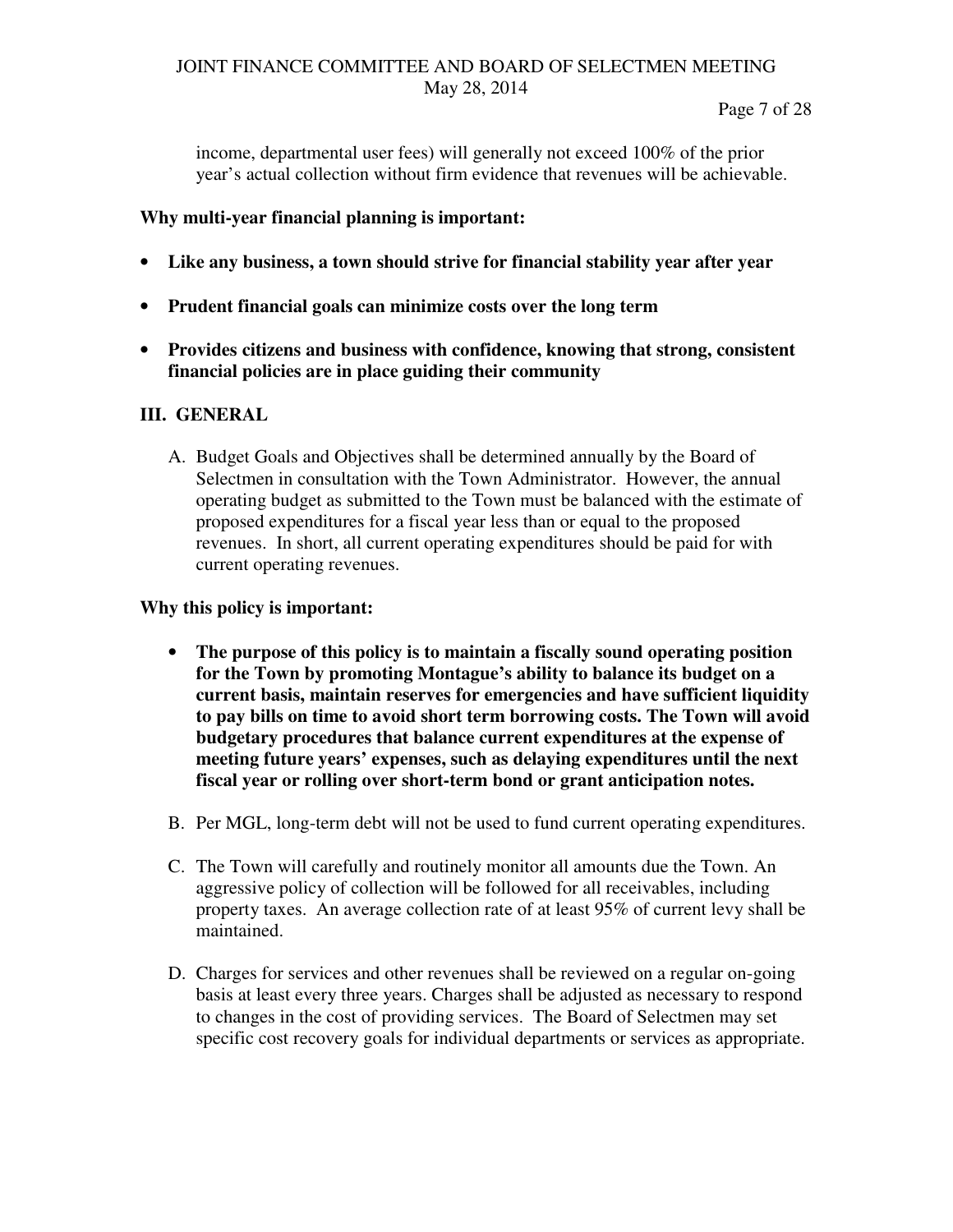income, departmental user fees) will generally not exceed 100% of the prior year's actual collection without firm evidence that revenues will be achievable.

**Why multi-year financial planning is important:**

- **Like any business, a town should strive for financial stability year after year**
- **Prudent financial goals can minimize costs over the long term**
- **Provides citizens and business with confidence, knowing that strong, consistent financial policies are in place guiding their community**

## III. GENERAL

A. Budget Goals and Objectives shall be determined annually by the Board of Selectmen in consultation with the Town Administrator. However, the annual operating budget as submitted to the Town must be balanced with the estimate of proposed expenditures for a fiscal year less than or equal to the proposed revenues. In short, all current operating expenditures should be paid for with current operating revenues.

**Why this policy is important:**

- **The purpose of this policy is to maintain a fiscally sound operating position for the Town by promoting Montague's ability to balance its budget on a current basis, maintain reserves for emergencies and have sufficient liquidity to pay bills on time to avoid short term borrowing costs. The Town will avoid budgetary procedures that balance current expenditures at the expense of meeting future years' expenses, such as delaying expenditures until the next fiscal year or rolling over short-term bond or grant anticipation notes.**

B. Per MGL, long-term debt will not be used to fund current operating expenditures.

C. The Town will carefully and routinely monitor all amounts due the Town. An aggressive policy of collection will be followed for all receivables, including property taxes. An average collection rate of at least 95% of current levy shall be maintained.

D. Charges for services and other revenues shall be reviewed on a regular on-going basis at least every three years. Charges shall be adjusted as necessary to respond to changes in the cost of providing services. The Board of Selectmen may set specific cost recovery goals for individual departments or services as appropriate.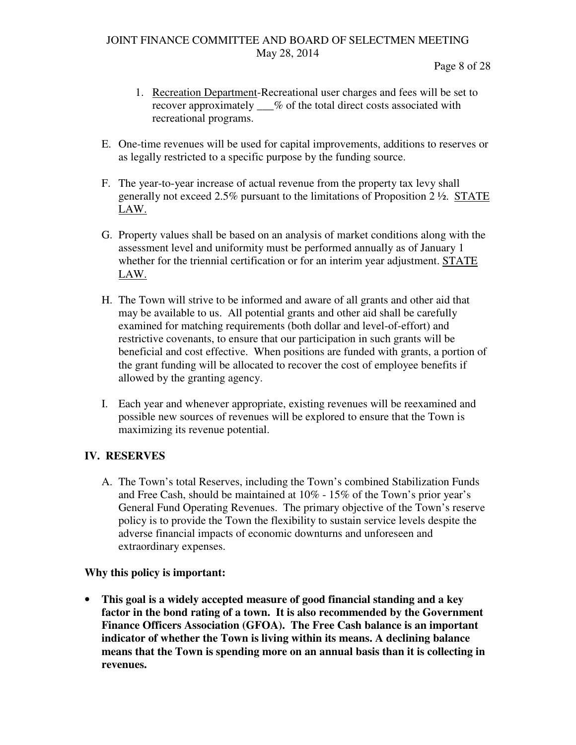1. Recreation Department-Recreational user charges and fees will be set to recover approximately ___% of the total direct costs associated with recreational programs.

E. One-time revenues will be used for capital improvements, additions to reserves or as legally restricted to a specific purpose by the funding source.

F. The year-to-year increase of actual revenue from the property tax levy shall generally not exceed 2.5% pursuant to the limitations of Proposition 2 ½. STATE LAW.

G. Property values shall be based on an analysis of market conditions along with the assessment level and uniformity must be performed annually as of January 1 whether for the triennial certification or for an interim year adjustment. STATE LAW.

H. The Town will strive to be informed and aware of all grants and other aid that may be available to us. All potential grants and other aid shall be carefully examined for matching requirements (both dollar and level-of-effort) and restrictive covenants, to ensure that our participation in such grants will be beneficial and cost effective. When positions are funded with grants, a portion of the grant funding will be allocated to recover the cost of employee benefits if allowed by the granting agency.

I. Each year and whenever appropriate, existing revenues will be reexamined and possible new sources of revenues will be explored to ensure that the Town is maximizing its revenue potential.

## IV. RESERVES

A. The Town's total Reserves, including the Town's combined Stabilization Funds and Free Cash, should be maintained at 10% - 15% of the Town's prior year's General Fund Operating Revenues. The primary objective of the Town's reserve policy is to provide the Town the flexibility to sustain service levels despite the adverse financial impacts of economic downturns and unforeseen and extraordinary expenses.

**Why this policy is important:**

- **This goal is a widely accepted measure of good financial standing and a key factor in the bond rating of a town. It is also recommended by the Government Finance Officers Association (GFOA). The Free Cash balance is an important indicator of whether the Town is living within its means. A declining balance means that the Town is spending more on an annual basis than it is collecting in revenues.**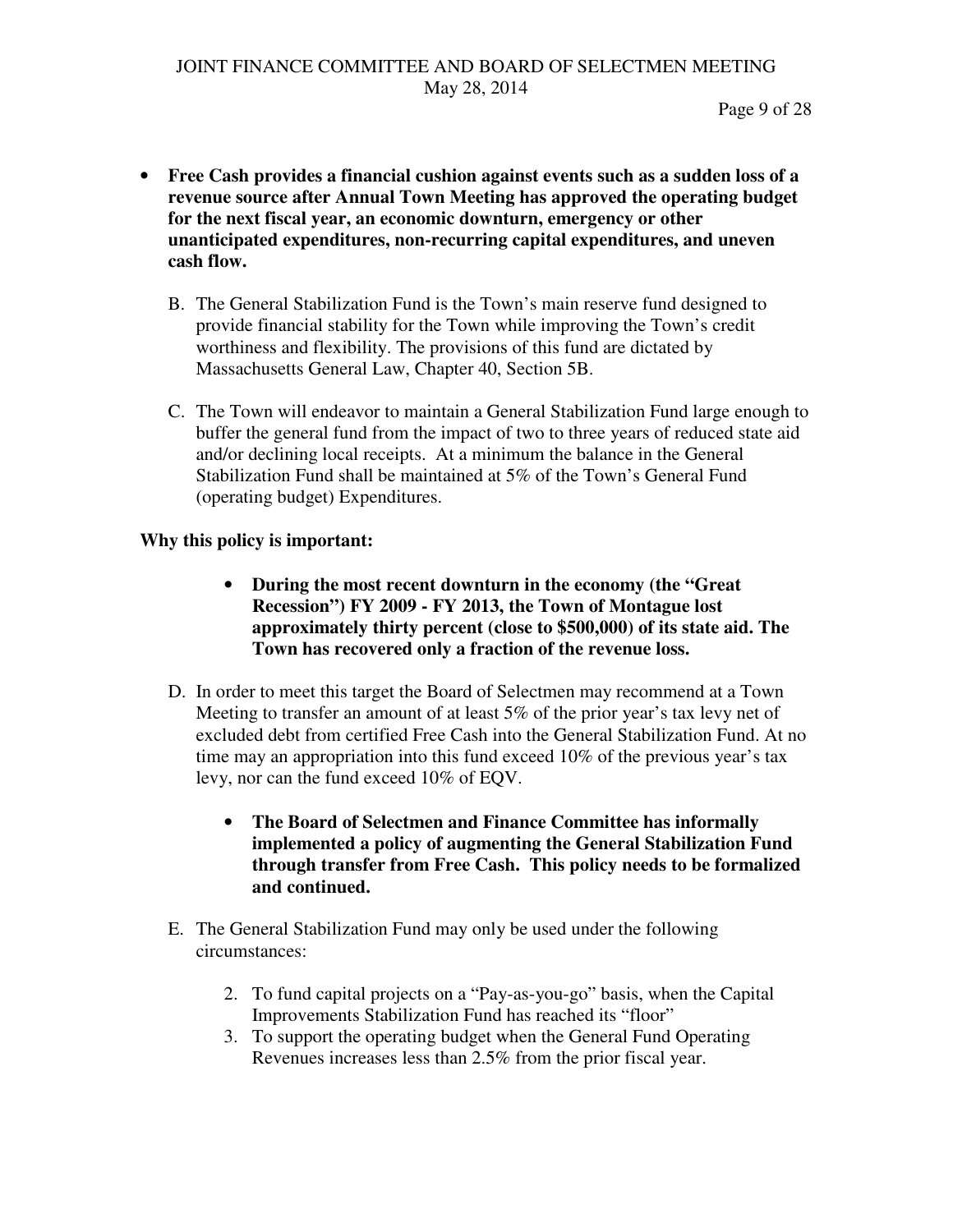- **Free Cash provides a financial cushion against events such as a sudden loss of a revenue source after Annual Town Meeting has approved the operating budget for the next fiscal year, an economic downturn, emergency or other unanticipated expenditures, non-recurring capital expenditures, and uneven cash flow.**

B. The General Stabilization Fund is the Town's main reserve fund designed to provide financial stability for the Town while improving the Town's credit worthiness and flexibility. The provisions of this fund are dictated by Massachusetts General Law, Chapter 40, Section 5B.

C. The Town will endeavor to maintain a General Stabilization Fund large enough to buffer the general fund from the impact of two to three years of reduced state aid and/or declining local receipts. At a minimum the balance in the General Stabilization Fund shall be maintained at 5% of the Town's General Fund (operating budget) Expenditures.

**Why this policy is important:**

- **During the most recent downturn in the economy (the "Great Recession") FY 2009 - FY 2013, the Town of Montague lost approximately thirty percent (close to $500,000) of its state aid. The Town has recovered only a fraction of the revenue loss.**

D. In order to meet this target the Board of Selectmen may recommend at a Town Meeting to transfer an amount of at least 5% of the prior year's tax levy net of excluded debt from certified Free Cash into the General Stabilization Fund. At no time may an appropriation into this fund exceed 10% of the previous year's tax levy, nor can the fund exceed 10% of EQV.

- **The Board of Selectmen and Finance Committee has informally implemented a policy of augmenting the General Stabilization Fund through transfer from Free Cash. This policy needs to be formalized and continued.**

E. The General Stabilization Fund may only be used under the following circumstances:

2. To fund capital projects on a "Pay-as-you-go" basis, when the Capital Improvements Stabilization Fund has reached its "floor"
3. To support the operating budget when the General Fund Operating Revenues increases less than 2.5% from the prior fiscal year.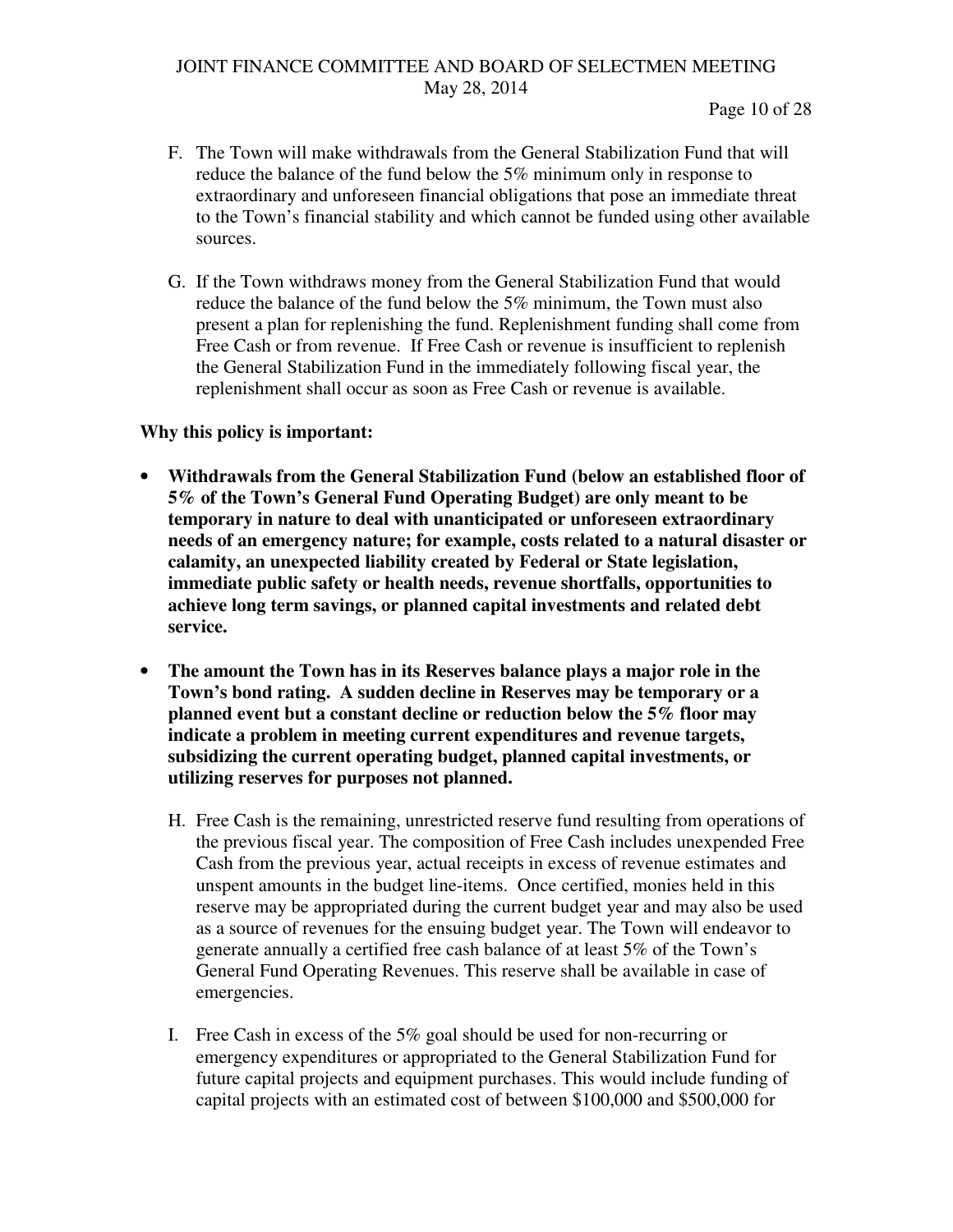F. The Town will make withdrawals from the General Stabilization Fund that will reduce the balance of the fund below the 5% minimum only in response to extraordinary and unforeseen financial obligations that pose an immediate threat to the Town's financial stability and which cannot be funded using other available sources.

G. If the Town withdraws money from the General Stabilization Fund that would reduce the balance of the fund below the 5% minimum, the Town must also present a plan for replenishing the fund. Replenishment funding shall come from Free Cash or from revenue. If Free Cash or revenue is insufficient to replenish the General Stabilization Fund in the immediately following fiscal year, the replenishment shall occur as soon as Free Cash or revenue is available.

**Why this policy is important:**

- **Withdrawals from the General Stabilization Fund (below an established floor of 5% of the Town's General Fund Operating Budget) are only meant to be temporary in nature to deal with unanticipated or unforeseen extraordinary needs of an emergency nature; for example, costs related to a natural disaster or calamity, an unexpected liability created by Federal or State legislation, immediate public safety or health needs, revenue shortfalls, opportunities to achieve long term savings, or planned capital investments and related debt service.**
- **The amount the Town has in its Reserves balance plays a major role in the Town's bond rating. A sudden decline in Reserves may be temporary or a planned event but a constant decline or reduction below the 5% floor may indicate a problem in meeting current expenditures and revenue targets, subsidizing the current operating budget, planned capital investments, or utilizing reserves for purposes not planned.**

H. Free Cash is the remaining, unrestricted reserve fund resulting from operations of the previous fiscal year. The composition of Free Cash includes unexpended Free Cash from the previous year, actual receipts in excess of revenue estimates and unspent amounts in the budget line-items. Once certified, monies held in this reserve may be appropriated during the current budget year and may also be used as a source of revenues for the ensuing budget year. The Town will endeavor to generate annually a certified free cash balance of at least 5% of the Town's General Fund Operating Revenues. This reserve shall be available in case of emergencies.

I. Free Cash in excess of the 5% goal should be used for non-recurring or emergency expenditures or appropriated to the General Stabilization Fund for future capital projects and equipment purchases. This would include funding of capital projects with an estimated cost of between $100,000 and $500,000 for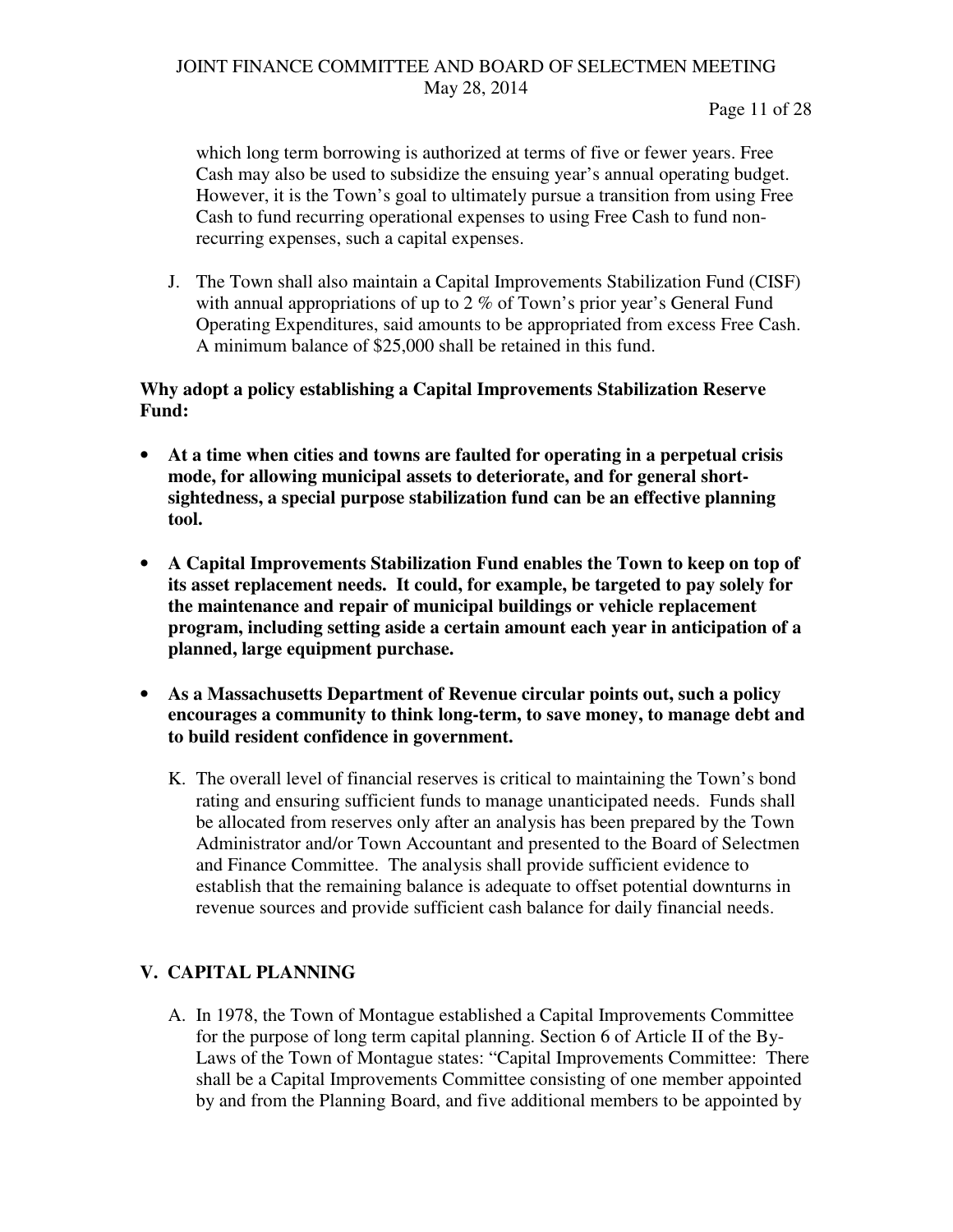which long term borrowing is authorized at terms of five or fewer years. Free Cash may also be used to subsidize the ensuing year's annual operating budget. However, it is the Town's goal to ultimately pursue a transition from using Free Cash to fund recurring operational expenses to using Free Cash to fund non-recurring expenses, such a capital expenses.

J. The Town shall also maintain a Capital Improvements Stabilization Fund (CISF) with annual appropriations of up to 2 % of Town's prior year's General Fund Operating Expenditures, said amounts to be appropriated from excess Free Cash. A minimum balance of $25,000 shall be retained in this fund.

**Why adopt a policy establishing a Capital Improvements Stabilization Reserve Fund:**

- **At a time when cities and towns are faulted for operating in a perpetual crisis mode, for allowing municipal assets to deteriorate, and for general short-sightedness, a special purpose stabilization fund can be an effective planning tool.**
- **A Capital Improvements Stabilization Fund enables the Town to keep on top of its asset replacement needs. It could, for example, be targeted to pay solely for the maintenance and repair of municipal buildings or vehicle replacement program, including setting aside a certain amount each year in anticipation of a planned, large equipment purchase.**
- **As a Massachusetts Department of Revenue circular points out, such a policy encourages a community to think long-term, to save money, to manage debt and to build resident confidence in government.**

K. The overall level of financial reserves is critical to maintaining the Town's bond rating and ensuring sufficient funds to manage unanticipated needs. Funds shall be allocated from reserves only after an analysis has been prepared by the Town Administrator and/or Town Accountant and presented to the Board of Selectmen and Finance Committee. The analysis shall provide sufficient evidence to establish that the remaining balance is adequate to offset potential downturns in revenue sources and provide sufficient cash balance for daily financial needs.

## V. CAPITAL PLANNING

A. In 1978, the Town of Montague established a Capital Improvements Committee for the purpose of long term capital planning. Section 6 of Article II of the By-Laws of the Town of Montague states: "Capital Improvements Committee: There shall be a Capital Improvements Committee consisting of one member appointed by and from the Planning Board, and five additional members to be appointed by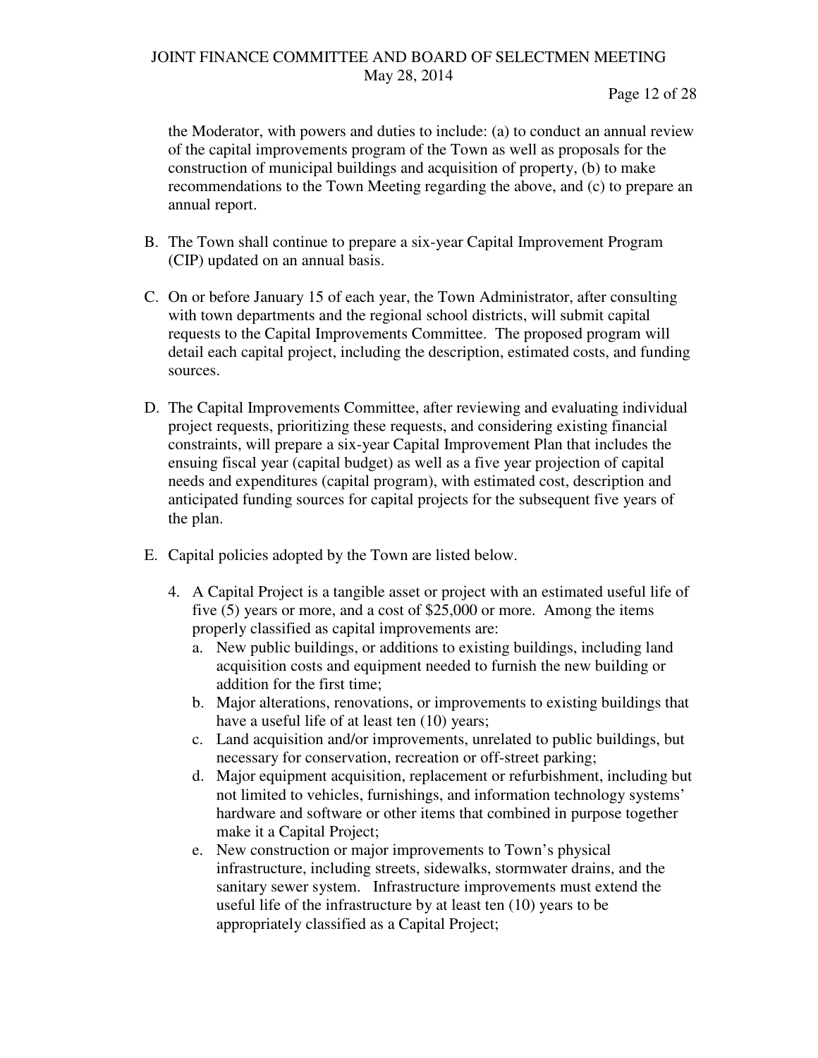the Moderator, with powers and duties to include: (a) to conduct an annual review of the capital improvements program of the Town as well as proposals for the construction of municipal buildings and acquisition of property, (b) to make recommendations to the Town Meeting regarding the above, and (c) to prepare an annual report.

B. The Town shall continue to prepare a six-year Capital Improvement Program (CIP) updated on an annual basis.

C. On or before January 15 of each year, the Town Administrator, after consulting with town departments and the regional school districts, will submit capital requests to the Capital Improvements Committee. The proposed program will detail each capital project, including the description, estimated costs, and funding sources.

D. The Capital Improvements Committee, after reviewing and evaluating individual project requests, prioritizing these requests, and considering existing financial constraints, will prepare a six-year Capital Improvement Plan that includes the ensuing fiscal year (capital budget) as well as a five year projection of capital needs and expenditures (capital program), with estimated cost, description and anticipated funding sources for capital projects for the subsequent five years of the plan.

E. Capital policies adopted by the Town are listed below.

   4. A Capital Project is a tangible asset or project with an estimated useful life of five (5) years or more, and a cost of $25,000 or more. Among the items properly classified as capital improvements are:
      a. New public buildings, or additions to existing buildings, including land acquisition costs and equipment needed to furnish the new building or addition for the first time;
      b. Major alterations, renovations, or improvements to existing buildings that have a useful life of at least ten (10) years;
      c. Land acquisition and/or improvements, unrelated to public buildings, but necessary for conservation, recreation or off-street parking;
      d. Major equipment acquisition, replacement or refurbishment, including but not limited to vehicles, furnishings, and information technology systems' hardware and software or other items that combined in purpose together make it a Capital Project;
      e. New construction or major improvements to Town's physical infrastructure, including streets, sidewalks, stormwater drains, and the sanitary sewer system. Infrastructure improvements must extend the useful life of the infrastructure by at least ten (10) years to be appropriately classified as a Capital Project;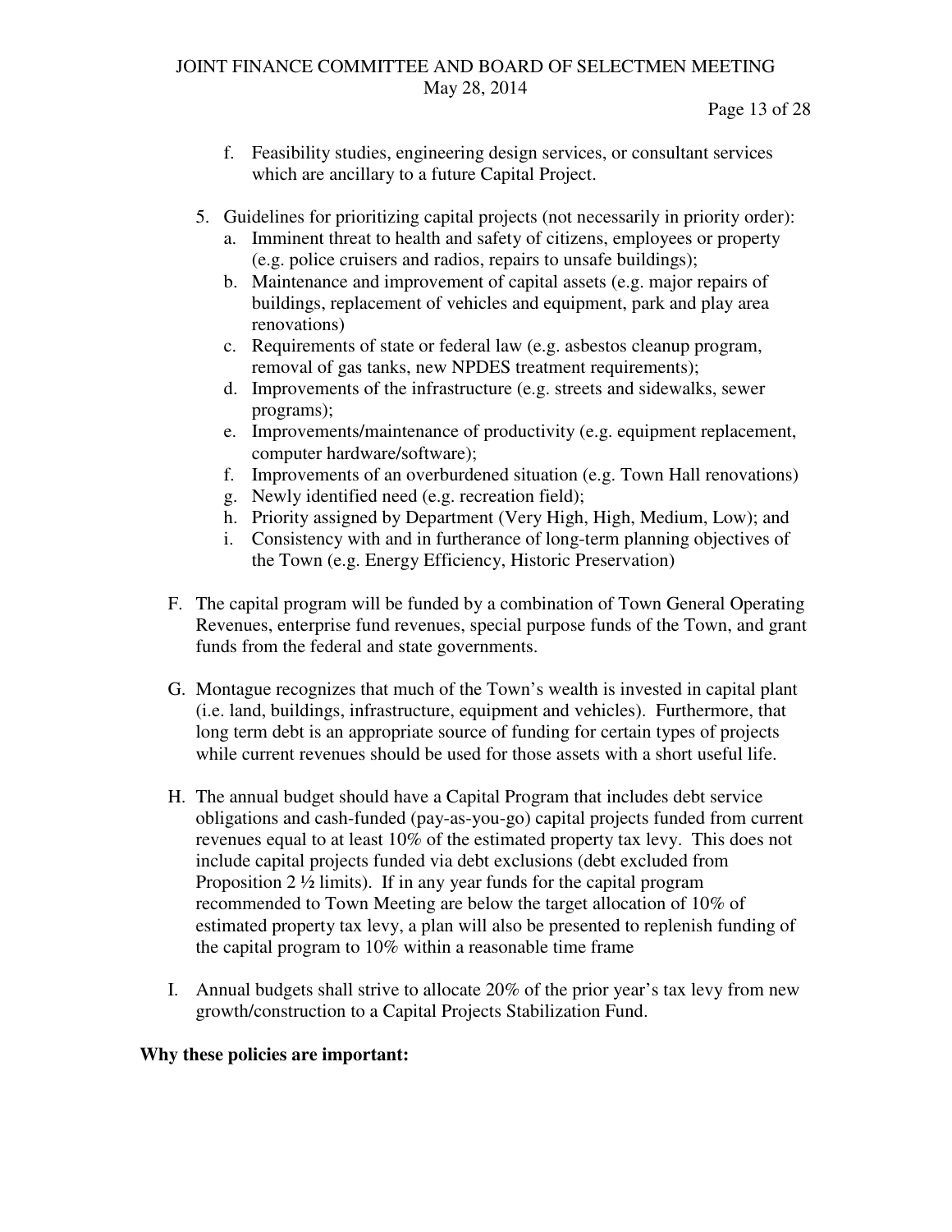f. Feasibility studies, engineering design services, or consultant services which are ancillary to a future Capital Project.

5. Guidelines for prioritizing capital projects (not necessarily in priority order):
   a. Imminent threat to health and safety of citizens, employees or property (e.g. police cruisers and radios, repairs to unsafe buildings);
   b. Maintenance and improvement of capital assets (e.g. major repairs of buildings, replacement of vehicles and equipment, park and play area renovations)
   c. Requirements of state or federal law (e.g. asbestos cleanup program, removal of gas tanks, new NPDES treatment requirements);
   d. Improvements of the infrastructure (e.g. streets and sidewalks, sewer programs);
   e. Improvements/maintenance of productivity (e.g. equipment replacement, computer hardware/software);
   f. Improvements of an overburdened situation (e.g. Town Hall renovations)
   g. Newly identified need (e.g. recreation field);
   h. Priority assigned by Department (Very High, High, Medium, Low); and
   i. Consistency with and in furtherance of long-term planning objectives of the Town (e.g. Energy Efficiency, Historic Preservation)

F. The capital program will be funded by a combination of Town General Operating Revenues, enterprise fund revenues, special purpose funds of the Town, and grant funds from the federal and state governments.

G. Montague recognizes that much of the Town's wealth is invested in capital plant (i.e. land, buildings, infrastructure, equipment and vehicles). Furthermore, that long term debt is an appropriate source of funding for certain types of projects while current revenues should be used for those assets with a short useful life.

H. The annual budget should have a Capital Program that includes debt service obligations and cash-funded (pay-as-you-go) capital projects funded from current revenues equal to at least 10% of the estimated property tax levy. This does not include capital projects funded via debt exclusions (debt excluded from Proposition 2 ½ limits). If in any year funds for the capital program recommended to Town Meeting are below the target allocation of 10% of estimated property tax levy, a plan will also be presented to replenish funding of the capital program to 10% within a reasonable time frame

I. Annual budgets shall strive to allocate 20% of the prior year's tax levy from new growth/construction to a Capital Projects Stabilization Fund.

**Why these policies are important:**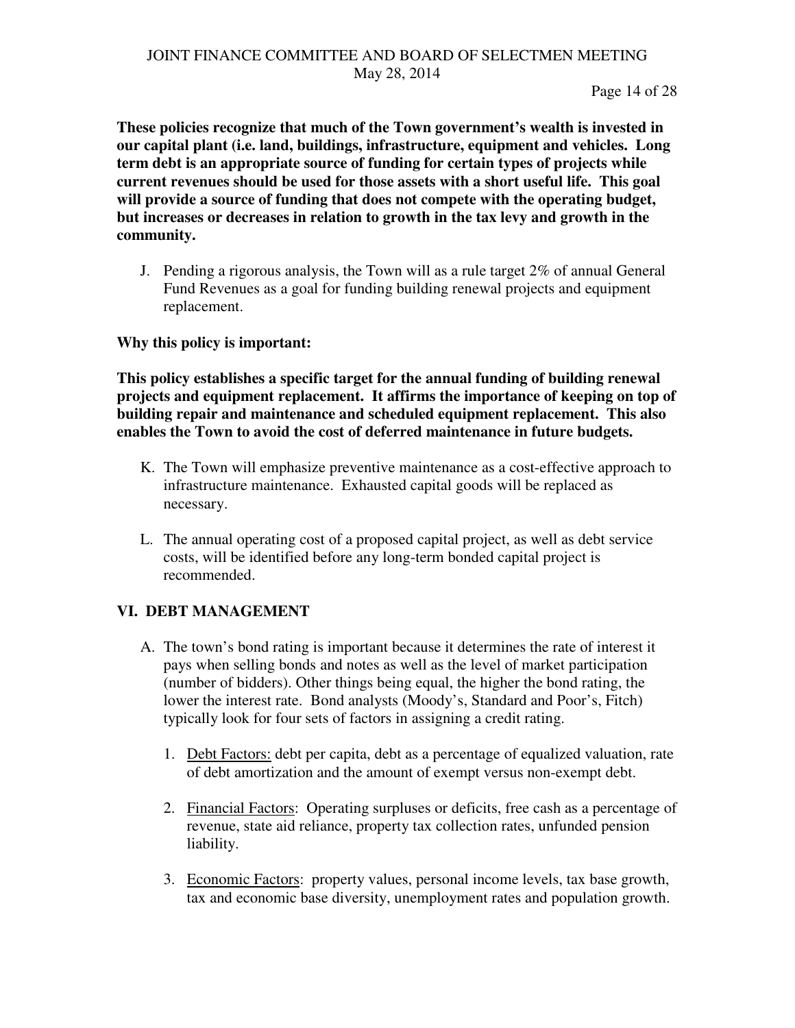**These policies recognize that much of the Town government's wealth is invested in our capital plant (i.e. land, buildings, infrastructure, equipment and vehicles. Long term debt is an appropriate source of funding for certain types of projects while current revenues should be used for those assets with a short useful life. This goal will provide a source of funding that does not compete with the operating budget, but increases or decreases in relation to growth in the tax levy and growth in the community.**

J. Pending a rigorous analysis, the Town will as a rule target 2% of annual General Fund Revenues as a goal for funding building renewal projects and equipment replacement.

**Why this policy is important:**

**This policy establishes a specific target for the annual funding of building renewal projects and equipment replacement. It affirms the importance of keeping on top of building repair and maintenance and scheduled equipment replacement. This also enables the Town to avoid the cost of deferred maintenance in future budgets.**

K. The Town will emphasize preventive maintenance as a cost-effective approach to infrastructure maintenance. Exhausted capital goods will be replaced as necessary.

L. The annual operating cost of a proposed capital project, as well as debt service costs, will be identified before any long-term bonded capital project is recommended.

## VI. DEBT MANAGEMENT

A. The town's bond rating is important because it determines the rate of interest it pays when selling bonds and notes as well as the level of market participation (number of bidders). Other things being equal, the higher the bond rating, the lower the interest rate. Bond analysts (Moody's, Standard and Poor's, Fitch) typically look for four sets of factors in assigning a credit rating.

1. Debt Factors: debt per capita, debt as a percentage of equalized valuation, rate of debt amortization and the amount of exempt versus non-exempt debt.

2. Financial Factors: Operating surpluses or deficits, free cash as a percentage of revenue, state aid reliance, property tax collection rates, unfunded pension liability.

3. Economic Factors: property values, personal income levels, tax base growth, tax and economic base diversity, unemployment rates and population growth.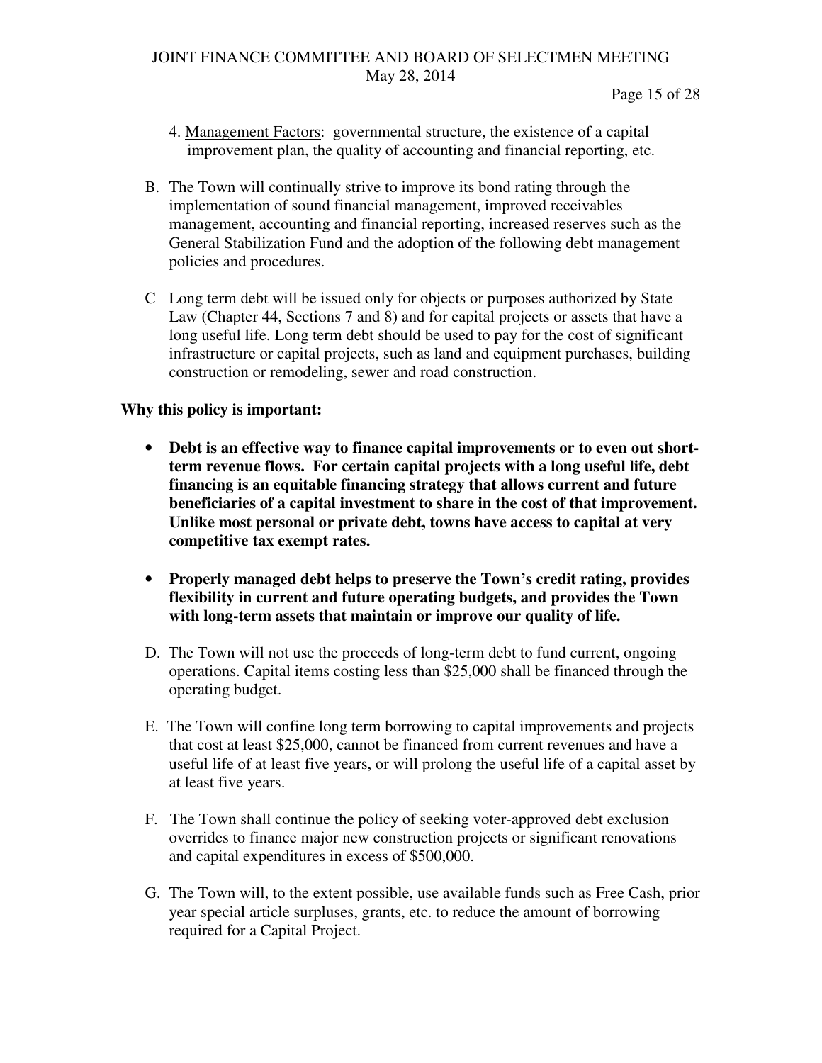4. Management Factors: governmental structure, the existence of a capital improvement plan, the quality of accounting and financial reporting, etc.

B. The Town will continually strive to improve its bond rating through the implementation of sound financial management, improved receivables management, accounting and financial reporting, increased reserves such as the General Stabilization Fund and the adoption of the following debt management policies and procedures.

C Long term debt will be issued only for objects or purposes authorized by State Law (Chapter 44, Sections 7 and 8) and for capital projects or assets that have a long useful life. Long term debt should be used to pay for the cost of significant infrastructure or capital projects, such as land and equipment purchases, building construction or remodeling, sewer and road construction.

**Why this policy is important:**

- **Debt is an effective way to finance capital improvements or to even out short-term revenue flows. For certain capital projects with a long useful life, debt financing is an equitable financing strategy that allows current and future beneficiaries of a capital investment to share in the cost of that improvement. Unlike most personal or private debt, towns have access to capital at very competitive tax exempt rates.**

- **Properly managed debt helps to preserve the Town's credit rating, provides flexibility in current and future operating budgets, and provides the Town with long-term assets that maintain or improve our quality of life.**

D. The Town will not use the proceeds of long-term debt to fund current, ongoing operations. Capital items costing less than $25,000 shall be financed through the operating budget.

E. The Town will confine long term borrowing to capital improvements and projects that cost at least $25,000, cannot be financed from current revenues and have a useful life of at least five years, or will prolong the useful life of a capital asset by at least five years.

F. The Town shall continue the policy of seeking voter-approved debt exclusion overrides to finance major new construction projects or significant renovations and capital expenditures in excess of $500,000.

G. The Town will, to the extent possible, use available funds such as Free Cash, prior year special article surpluses, grants, etc. to reduce the amount of borrowing required for a Capital Project.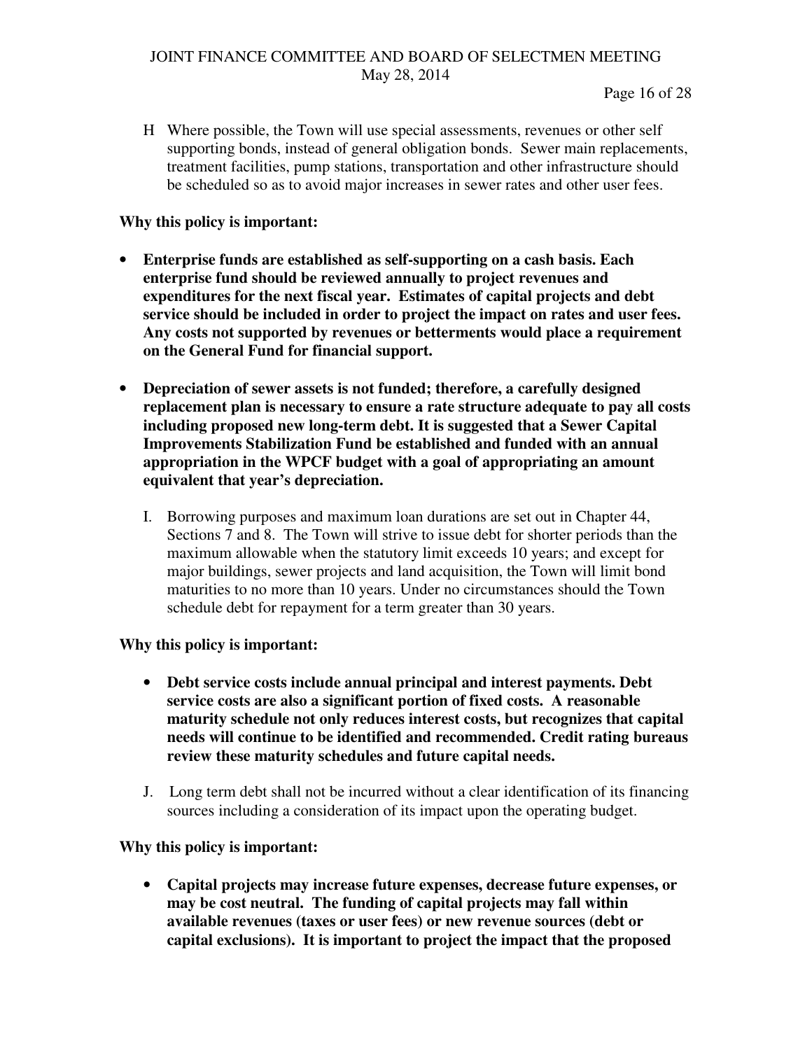H Where possible, the Town will use special assessments, revenues or other self supporting bonds, instead of general obligation bonds. Sewer main replacements, treatment facilities, pump stations, transportation and other infrastructure should be scheduled so as to avoid major increases in sewer rates and other user fees.

**Why this policy is important:**

- **Enterprise funds are established as self-supporting on a cash basis. Each enterprise fund should be reviewed annually to project revenues and expenditures for the next fiscal year. Estimates of capital projects and debt service should be included in order to project the impact on rates and user fees. Any costs not supported by revenues or betterments would place a requirement on the General Fund for financial support.**

- **Depreciation of sewer assets is not funded; therefore, a carefully designed replacement plan is necessary to ensure a rate structure adequate to pay all costs including proposed new long-term debt. It is suggested that a Sewer Capital Improvements Stabilization Fund be established and funded with an annual appropriation in the WPCF budget with a goal of appropriating an amount equivalent that year's depreciation.**

I. Borrowing purposes and maximum loan durations are set out in Chapter 44, Sections 7 and 8. The Town will strive to issue debt for shorter periods than the maximum allowable when the statutory limit exceeds 10 years; and except for major buildings, sewer projects and land acquisition, the Town will limit bond maturities to no more than 10 years. Under no circumstances should the Town schedule debt for repayment for a term greater than 30 years.

**Why this policy is important:**

- **Debt service costs include annual principal and interest payments. Debt service costs are also a significant portion of fixed costs. A reasonable maturity schedule not only reduces interest costs, but recognizes that capital needs will continue to be identified and recommended. Credit rating bureaus review these maturity schedules and future capital needs.**

J. Long term debt shall not be incurred without a clear identification of its financing sources including a consideration of its impact upon the operating budget.

**Why this policy is important:**

- **Capital projects may increase future expenses, decrease future expenses, or may be cost neutral. The funding of capital projects may fall within available revenues (taxes or user fees) or new revenue sources (debt or capital exclusions). It is important to project the impact that the proposed**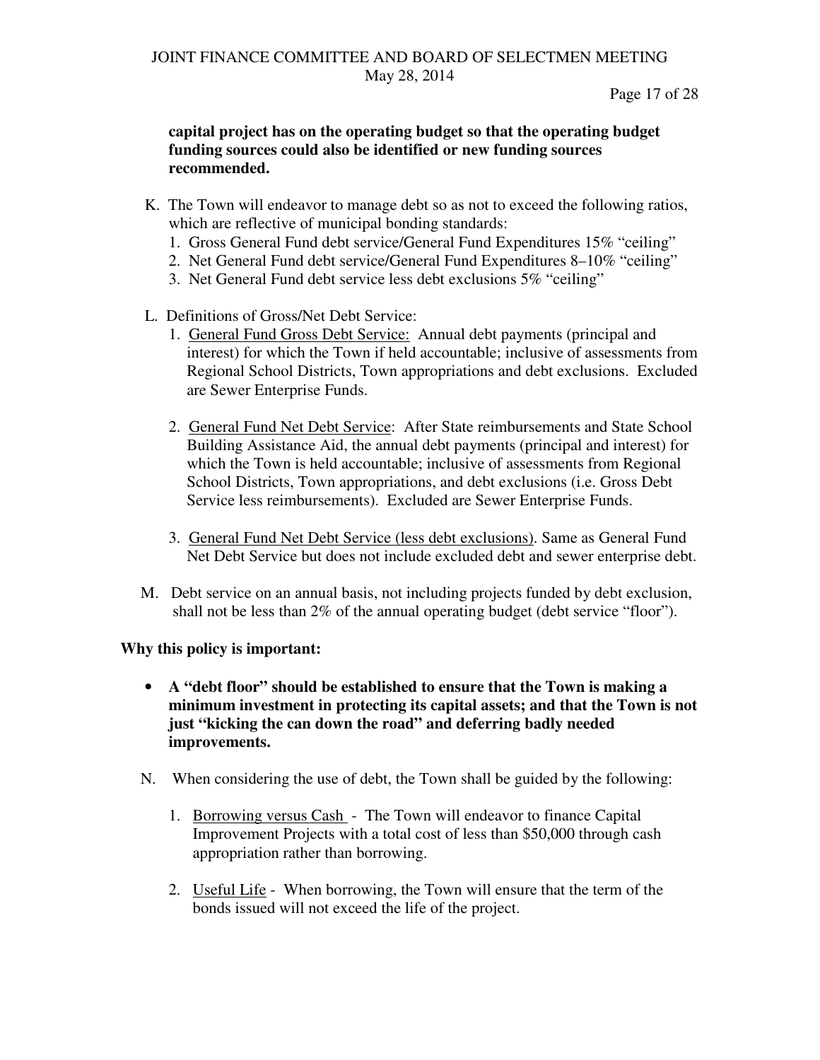**capital project has on the operating budget so that the operating budget funding sources could also be identified or new funding sources recommended.**

K. The Town will endeavor to manage debt so as not to exceed the following ratios, which are reflective of municipal bonding standards:
   1. Gross General Fund debt service/General Fund Expenditures 15% "ceiling"
   2. Net General Fund debt service/General Fund Expenditures 8–10% "ceiling"
   3. Net General Fund debt service less debt exclusions 5% "ceiling"

L. Definitions of Gross/Net Debt Service:
   1. General Fund Gross Debt Service: Annual debt payments (principal and interest) for which the Town if held accountable; inclusive of assessments from Regional School Districts, Town appropriations and debt exclusions. Excluded are Sewer Enterprise Funds.

   2. General Fund Net Debt Service: After State reimbursements and State School Building Assistance Aid, the annual debt payments (principal and interest) for which the Town is held accountable; inclusive of assessments from Regional School Districts, Town appropriations, and debt exclusions (i.e. Gross Debt Service less reimbursements). Excluded are Sewer Enterprise Funds.

   3. General Fund Net Debt Service (less debt exclusions). Same as General Fund Net Debt Service but does not include excluded debt and sewer enterprise debt.

M. Debt service on an annual basis, not including projects funded by debt exclusion, shall not be less than 2% of the annual operating budget (debt service "floor").

**Why this policy is important:**

- **A "debt floor" should be established to ensure that the Town is making a minimum investment in protecting its capital assets; and that the Town is not just "kicking the can down the road" and deferring badly needed improvements.**

N. When considering the use of debt, the Town shall be guided by the following:

   1. Borrowing versus Cash - The Town will endeavor to finance Capital Improvement Projects with a total cost of less than $50,000 through cash appropriation rather than borrowing.

   2. Useful Life - When borrowing, the Town will ensure that the term of the bonds issued will not exceed the life of the project.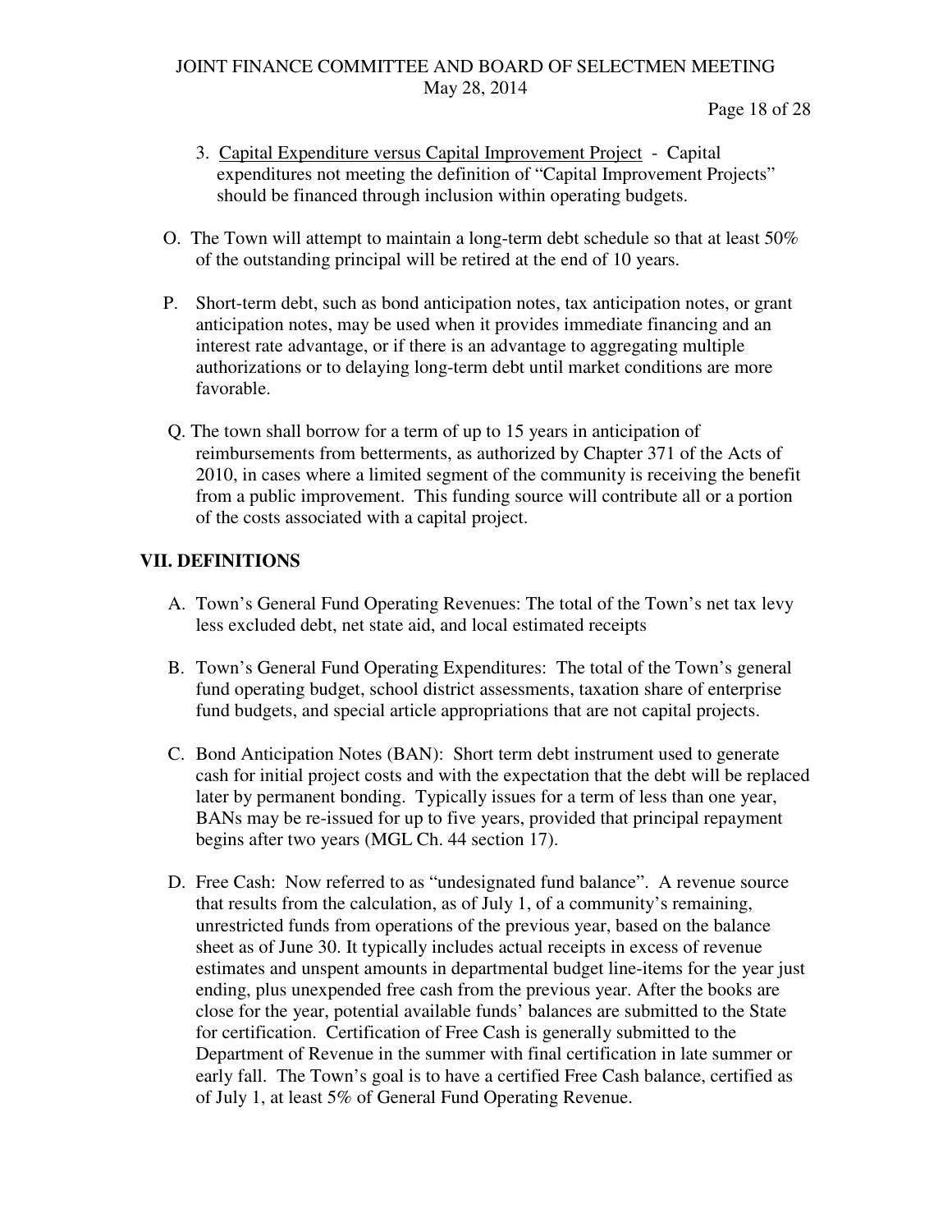3. <u>Capital Expenditure versus Capital Improvement Project</u> - Capital expenditures not meeting the definition of "Capital Improvement Projects" should be financed through inclusion within operating budgets.

O. The Town will attempt to maintain a long-term debt schedule so that at least 50% of the outstanding principal will be retired at the end of 10 years.

P. Short-term debt, such as bond anticipation notes, tax anticipation notes, or grant anticipation notes, may be used when it provides immediate financing and an interest rate advantage, or if there is an advantage to aggregating multiple authorizations or to delaying long-term debt until market conditions are more favorable.

Q. The town shall borrow for a term of up to 15 years in anticipation of reimbursements from betterments, as authorized by Chapter 371 of the Acts of 2010, in cases where a limited segment of the community is receiving the benefit from a public improvement. This funding source will contribute all or a portion of the costs associated with a capital project.

## VII. DEFINITIONS

A. Town's General Fund Operating Revenues: The total of the Town's net tax levy less excluded debt, net state aid, and local estimated receipts

B. Town's General Fund Operating Expenditures: The total of the Town's general fund operating budget, school district assessments, taxation share of enterprise fund budgets, and special article appropriations that are not capital projects.

C. Bond Anticipation Notes (BAN): Short term debt instrument used to generate cash for initial project costs and with the expectation that the debt will be replaced later by permanent bonding. Typically issues for a term of less than one year, BANs may be re-issued for up to five years, provided that principal repayment begins after two years (MGL Ch. 44 section 17).

D. Free Cash: Now referred to as "undesignated fund balance". A revenue source that results from the calculation, as of July 1, of a community's remaining, unrestricted funds from operations of the previous year, based on the balance sheet as of June 30. It typically includes actual receipts in excess of revenue estimates and unspent amounts in departmental budget line-items for the year just ending, plus unexpended free cash from the previous year. After the books are close for the year, potential available funds' balances are submitted to the State for certification. Certification of Free Cash is generally submitted to the Department of Revenue in the summer with final certification in late summer or early fall. The Town's goal is to have a certified Free Cash balance, certified as of July 1, at least 5% of General Fund Operating Revenue.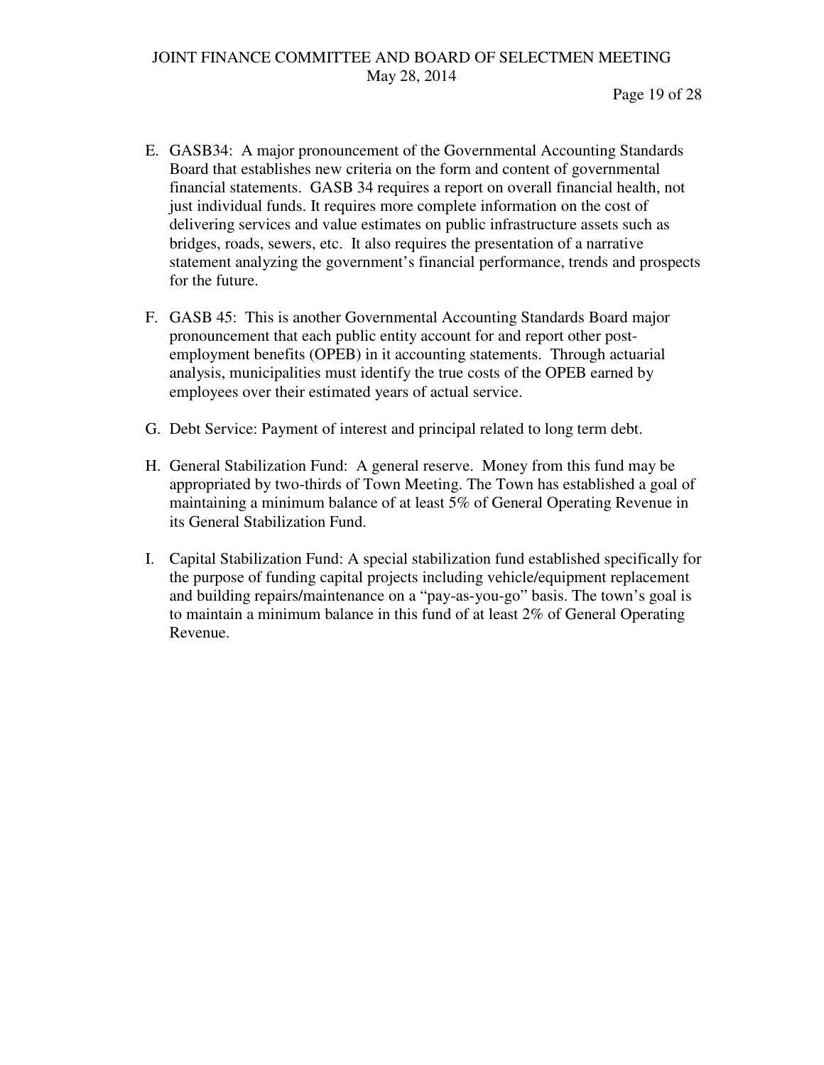E. GASB34: A major pronouncement of the Governmental Accounting Standards Board that establishes new criteria on the form and content of governmental financial statements. GASB 34 requires a report on overall financial health, not just individual funds. It requires more complete information on the cost of delivering services and value estimates on public infrastructure assets such as bridges, roads, sewers, etc. It also requires the presentation of a narrative statement analyzing the government's financial performance, trends and prospects for the future.

F. GASB 45: This is another Governmental Accounting Standards Board major pronouncement that each public entity account for and report other post-employment benefits (OPEB) in it accounting statements. Through actuarial analysis, municipalities must identify the true costs of the OPEB earned by employees over their estimated years of actual service.

G. Debt Service: Payment of interest and principal related to long term debt.

H. General Stabilization Fund: A general reserve. Money from this fund may be appropriated by two-thirds of Town Meeting. The Town has established a goal of maintaining a minimum balance of at least 5% of General Operating Revenue in its General Stabilization Fund.

I. Capital Stabilization Fund: A special stabilization fund established specifically for the purpose of funding capital projects including vehicle/equipment replacement and building repairs/maintenance on a "pay-as-you-go" basis. The town's goal is to maintain a minimum balance in this fund of at least 2% of General Operating Revenue.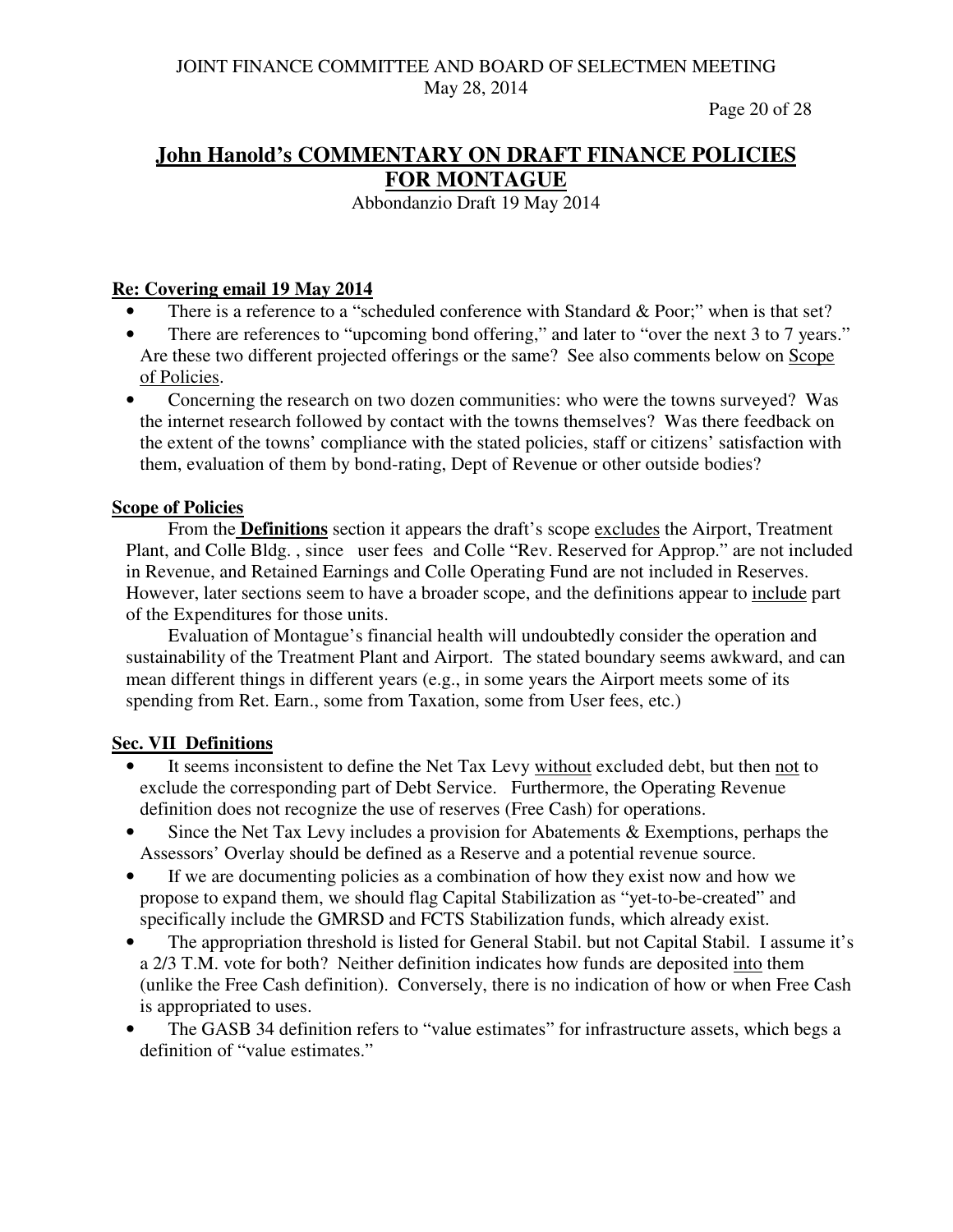## John Hanold's COMMENTARY ON DRAFT FINANCE POLICIES FOR MONTAGUE

Abbondanzio Draft 19 May 2014

### Re: Covering email 19 May 2014

- There is a reference to a "scheduled conference with Standard & Poor;" when is that set?
- There are references to "upcoming bond offering," and later to "over the next 3 to 7 years." Are these two different projected offerings or the same? See also comments below on Scope of Policies.
- Concerning the research on two dozen communities: who were the towns surveyed? Was the internet research followed by contact with the towns themselves? Was there feedback on the extent of the towns' compliance with the stated policies, staff or citizens' satisfaction with them, evaluation of them by bond-rating, Dept of Revenue or other outside bodies?

### Scope of Policies

From the **Definitions** section it appears the draft's scope excludes the Airport, Treatment Plant, and Colle Bldg. , since user fees and Colle "Rev. Reserved for Approp." are not included in Revenue, and Retained Earnings and Colle Operating Fund are not included in Reserves. However, later sections seem to have a broader scope, and the definitions appear to include part of the Expenditures for those units.

Evaluation of Montague's financial health will undoubtedly consider the operation and sustainability of the Treatment Plant and Airport. The stated boundary seems awkward, and can mean different things in different years (e.g., in some years the Airport meets some of its spending from Ret. Earn., some from Taxation, some from User fees, etc.)

### Sec. VII Definitions

- It seems inconsistent to define the Net Tax Levy without excluded debt, but then not to exclude the corresponding part of Debt Service. Furthermore, the Operating Revenue definition does not recognize the use of reserves (Free Cash) for operations.
- Since the Net Tax Levy includes a provision for Abatements & Exemptions, perhaps the Assessors' Overlay should be defined as a Reserve and a potential revenue source.
- If we are documenting policies as a combination of how they exist now and how we propose to expand them, we should flag Capital Stabilization as "yet-to-be-created" and specifically include the GMRSD and FCTS Stabilization funds, which already exist.
- The appropriation threshold is listed for General Stabil. but not Capital Stabil. I assume it's a 2/3 T.M. vote for both? Neither definition indicates how funds are deposited into them (unlike the Free Cash definition). Conversely, there is no indication of how or when Free Cash is appropriated to uses.
- The GASB 34 definition refers to "value estimates" for infrastructure assets, which begs a definition of "value estimates."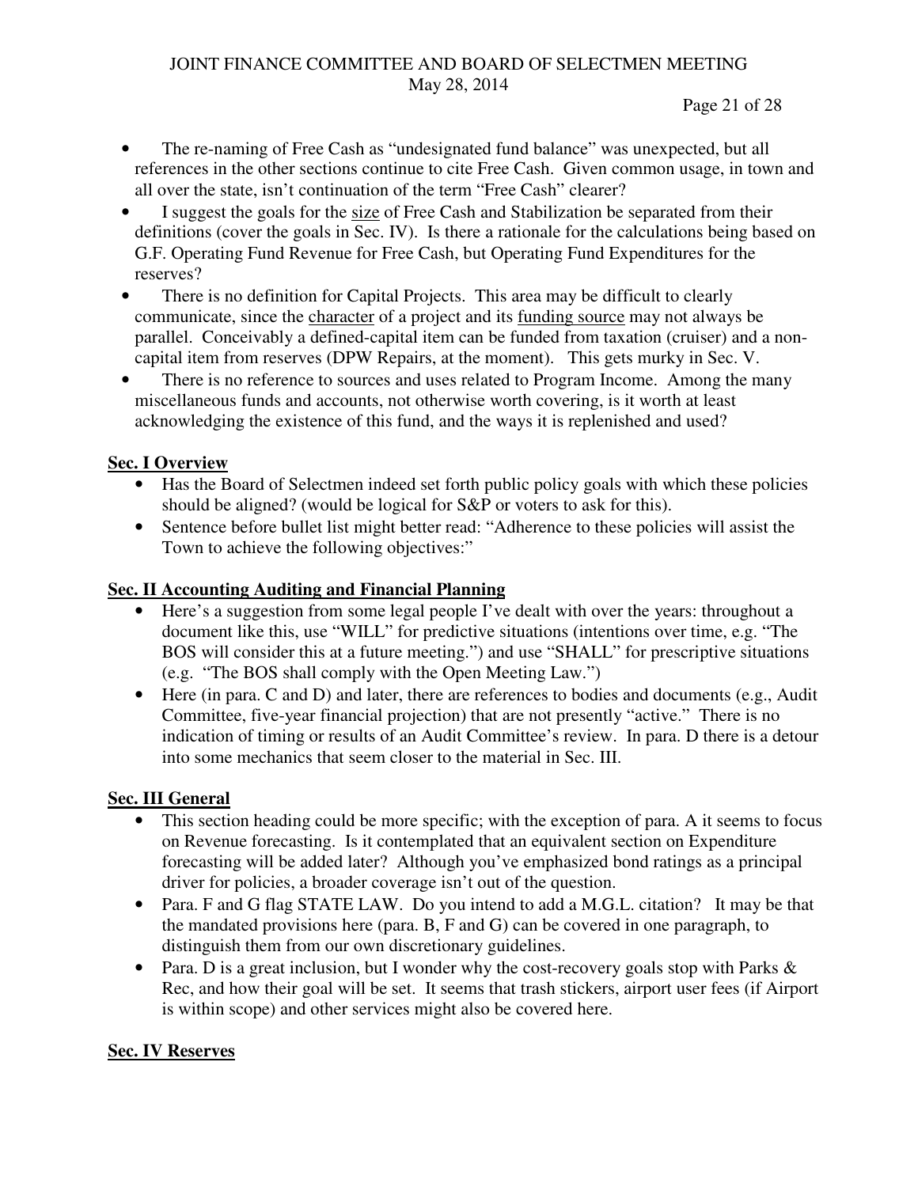- The re-naming of Free Cash as "undesignated fund balance" was unexpected, but all references in the other sections continue to cite Free Cash. Given common usage, in town and all over the state, isn't continuation of the term "Free Cash" clearer?
- I suggest the goals for the size of Free Cash and Stabilization be separated from their definitions (cover the goals in Sec. IV). Is there a rationale for the calculations being based on G.F. Operating Fund Revenue for Free Cash, but Operating Fund Expenditures for the reserves?
- There is no definition for Capital Projects. This area may be difficult to clearly communicate, since the character of a project and its funding source may not always be parallel. Conceivably a defined-capital item can be funded from taxation (cruiser) and a non-capital item from reserves (DPW Repairs, at the moment). This gets murky in Sec. V.
- There is no reference to sources and uses related to Program Income. Among the many miscellaneous funds and accounts, not otherwise worth covering, is it worth at least acknowledging the existence of this fund, and the ways it is replenished and used?

**Sec. I Overview**

- Has the Board of Selectmen indeed set forth public policy goals with which these policies should be aligned? (would be logical for S&P or voters to ask for this).
- Sentence before bullet list might better read: "Adherence to these policies will assist the Town to achieve the following objectives:"

**Sec. II Accounting Auditing and Financial Planning**

- Here's a suggestion from some legal people I've dealt with over the years: throughout a document like this, use "WILL" for predictive situations (intentions over time, e.g. "The BOS will consider this at a future meeting.") and use "SHALL" for prescriptive situations (e.g. "The BOS shall comply with the Open Meeting Law.")
- Here (in para. C and D) and later, there are references to bodies and documents (e.g., Audit Committee, five-year financial projection) that are not presently "active." There is no indication of timing or results of an Audit Committee's review. In para. D there is a detour into some mechanics that seem closer to the material in Sec. III.

**Sec. III General**

- This section heading could be more specific; with the exception of para. A it seems to focus on Revenue forecasting. Is it contemplated that an equivalent section on Expenditure forecasting will be added later? Although you've emphasized bond ratings as a principal driver for policies, a broader coverage isn't out of the question.
- Para. F and G flag STATE LAW. Do you intend to add a M.G.L. citation? It may be that the mandated provisions here (para. B, F and G) can be covered in one paragraph, to distinguish them from our own discretionary guidelines.
- Para. D is a great inclusion, but I wonder why the cost-recovery goals stop with Parks & Rec, and how their goal will be set. It seems that trash stickers, airport user fees (if Airport is within scope) and other services might also be covered here.

**Sec. IV Reserves**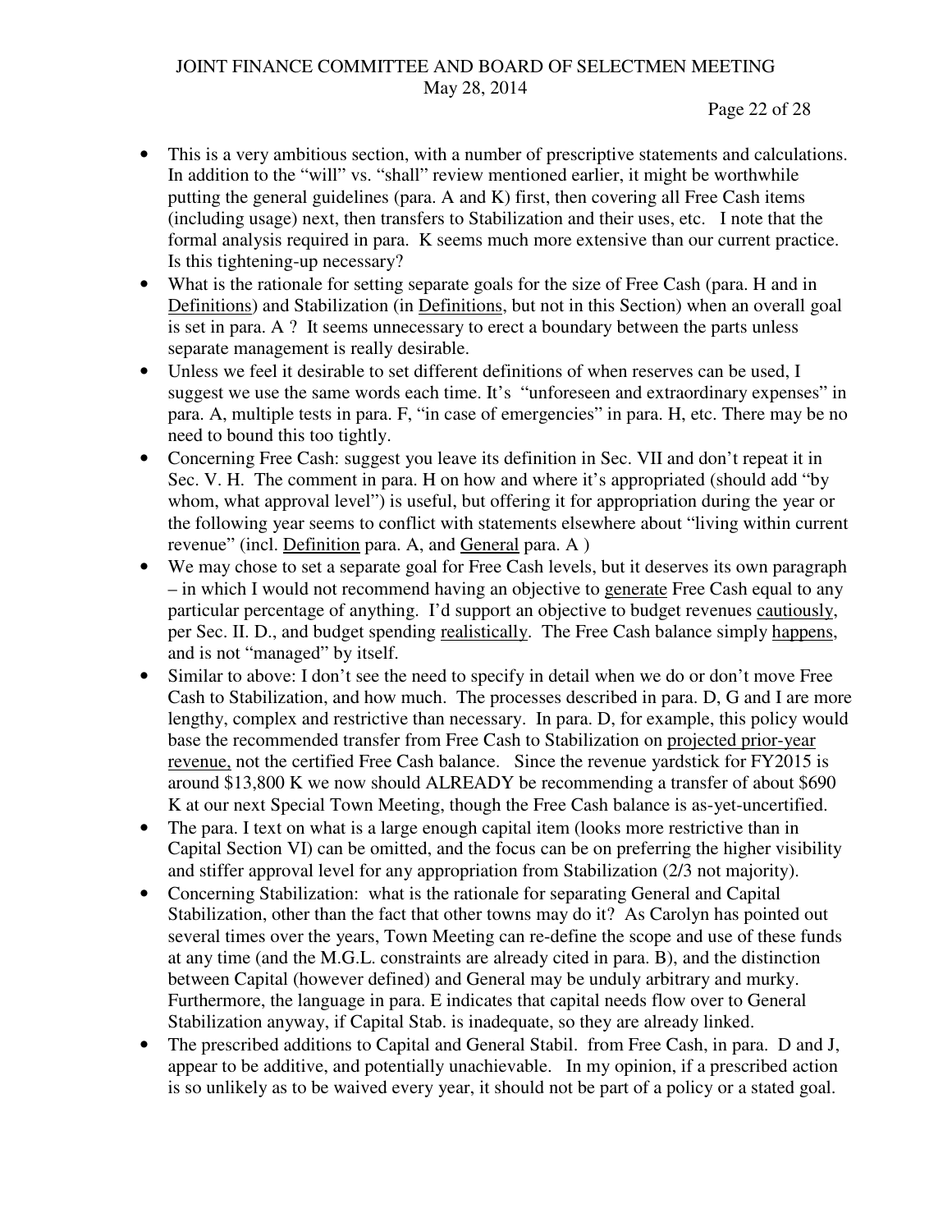- This is a very ambitious section, with a number of prescriptive statements and calculations. In addition to the "will" vs. "shall" review mentioned earlier, it might be worthwhile putting the general guidelines (para. A and K) first, then covering all Free Cash items (including usage) next, then transfers to Stabilization and their uses, etc. I note that the formal analysis required in para. K seems much more extensive than our current practice. Is this tightening-up necessary?
- What is the rationale for setting separate goals for the size of Free Cash (para. H and in <u>Definitions</u>) and Stabilization (in <u>Definitions</u>, but not in this Section) when an overall goal is set in para. A ? It seems unnecessary to erect a boundary between the parts unless separate management is really desirable.
- Unless we feel it desirable to set different definitions of when reserves can be used, I suggest we use the same words each time. It's "unforeseen and extraordinary expenses" in para. A, multiple tests in para. F, "in case of emergencies" in para. H, etc. There may be no need to bound this too tightly.
- Concerning Free Cash: suggest you leave its definition in Sec. VII and don't repeat it in Sec. V. H. The comment in para. H on how and where it's appropriated (should add "by whom, what approval level") is useful, but offering it for appropriation during the year or the following year seems to conflict with statements elsewhere about "living within current revenue" (incl. <u>Definition</u> para. A, and <u>General</u> para. A )
- We may chose to set a separate goal for Free Cash levels, but it deserves its own paragraph – in which I would not recommend having an objective to <u>generate</u> Free Cash equal to any particular percentage of anything. I'd support an objective to budget revenues <u>cautiously</u>, per Sec. II. D., and budget spending <u>realistically</u>. The Free Cash balance simply <u>happens</u>, and is not "managed" by itself.
- Similar to above: I don't see the need to specify in detail when we do or don't move Free Cash to Stabilization, and how much. The processes described in para. D, G and I are more lengthy, complex and restrictive than necessary. In para. D, for example, this policy would base the recommended transfer from Free Cash to Stabilization on <u>projected prior-year revenue,</u> not the certified Free Cash balance. Since the revenue yardstick for FY2015 is around $13,800 K we now should ALREADY be recommending a transfer of about $690 K at our next Special Town Meeting, though the Free Cash balance is as-yet-uncertified.
- The para. I text on what is a large enough capital item (looks more restrictive than in Capital Section VI) can be omitted, and the focus can be on preferring the higher visibility and stiffer approval level for any appropriation from Stabilization (2/3 not majority).
- Concerning Stabilization: what is the rationale for separating General and Capital Stabilization, other than the fact that other towns may do it? As Carolyn has pointed out several times over the years, Town Meeting can re-define the scope and use of these funds at any time (and the M.G.L. constraints are already cited in para. B), and the distinction between Capital (however defined) and General may be unduly arbitrary and murky. Furthermore, the language in para. E indicates that capital needs flow over to General Stabilization anyway, if Capital Stab. is inadequate, so they are already linked.
- The prescribed additions to Capital and General Stabil. from Free Cash, in para. D and J, appear to be additive, and potentially unachievable. In my opinion, if a prescribed action is so unlikely as to be waived every year, it should not be part of a policy or a stated goal.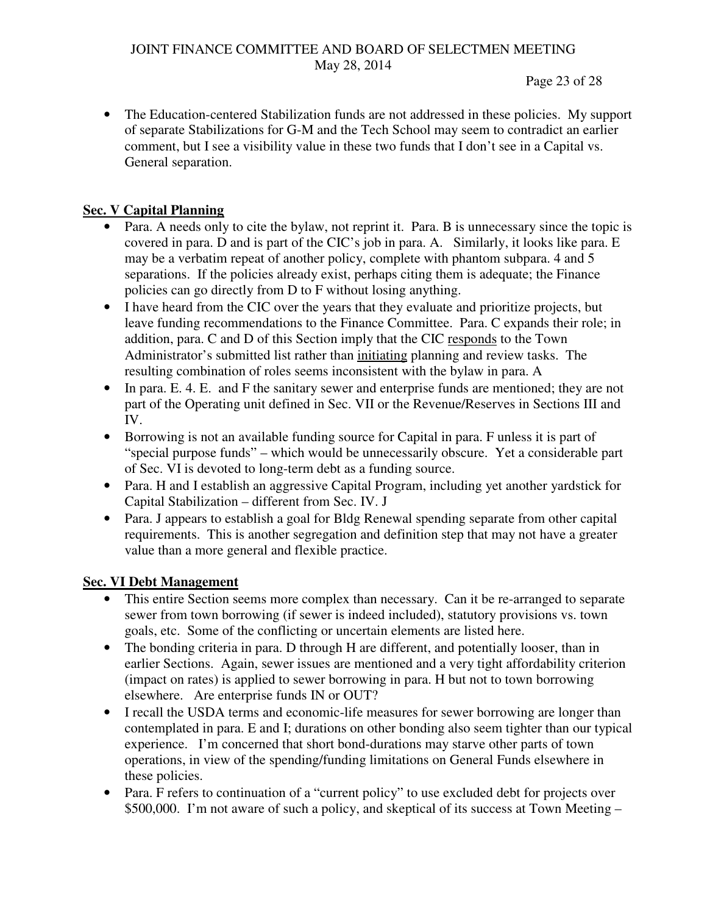- The Education-centered Stabilization funds are not addressed in these policies. My support of separate Stabilizations for G-M and the Tech School may seem to contradict an earlier comment, but I see a visibility value in these two funds that I don't see in a Capital vs. General separation.

## Sec. V Capital Planning

- Para. A needs only to cite the bylaw, not reprint it. Para. B is unnecessary since the topic is covered in para. D and is part of the CIC's job in para. A. Similarly, it looks like para. E may be a verbatim repeat of another policy, complete with phantom subpara. 4 and 5 separations. If the policies already exist, perhaps citing them is adequate; the Finance policies can go directly from D to F without losing anything.
- I have heard from the CIC over the years that they evaluate and prioritize projects, but leave funding recommendations to the Finance Committee. Para. C expands their role; in addition, para. C and D of this Section imply that the CIC <u>responds</u> to the Town Administrator's submitted list rather than <u>initiating</u> planning and review tasks. The resulting combination of roles seems inconsistent with the bylaw in para. A
- In para. E. 4. E. and F the sanitary sewer and enterprise funds are mentioned; they are not part of the Operating unit defined in Sec. VII or the Revenue/Reserves in Sections III and IV.
- Borrowing is not an available funding source for Capital in para. F unless it is part of "special purpose funds" – which would be unnecessarily obscure. Yet a considerable part of Sec. VI is devoted to long-term debt as a funding source.
- Para. H and I establish an aggressive Capital Program, including yet another yardstick for Capital Stabilization – different from Sec. IV. J
- Para. J appears to establish a goal for Bldg Renewal spending separate from other capital requirements. This is another segregation and definition step that may not have a greater value than a more general and flexible practice.

## Sec. VI Debt Management

- This entire Section seems more complex than necessary. Can it be re-arranged to separate sewer from town borrowing (if sewer is indeed included), statutory provisions vs. town goals, etc. Some of the conflicting or uncertain elements are listed here.
- The bonding criteria in para. D through H are different, and potentially looser, than in earlier Sections. Again, sewer issues are mentioned and a very tight affordability criterion (impact on rates) is applied to sewer borrowing in para. H but not to town borrowing elsewhere. Are enterprise funds IN or OUT?
- I recall the USDA terms and economic-life measures for sewer borrowing are longer than contemplated in para. E and I; durations on other bonding also seem tighter than our typical experience. I'm concerned that short bond-durations may starve other parts of town operations, in view of the spending/funding limitations on General Funds elsewhere in these policies.
- Para. F refers to continuation of a "current policy" to use excluded debt for projects over \$500,000. I'm not aware of such a policy, and skeptical of its success at Town Meeting –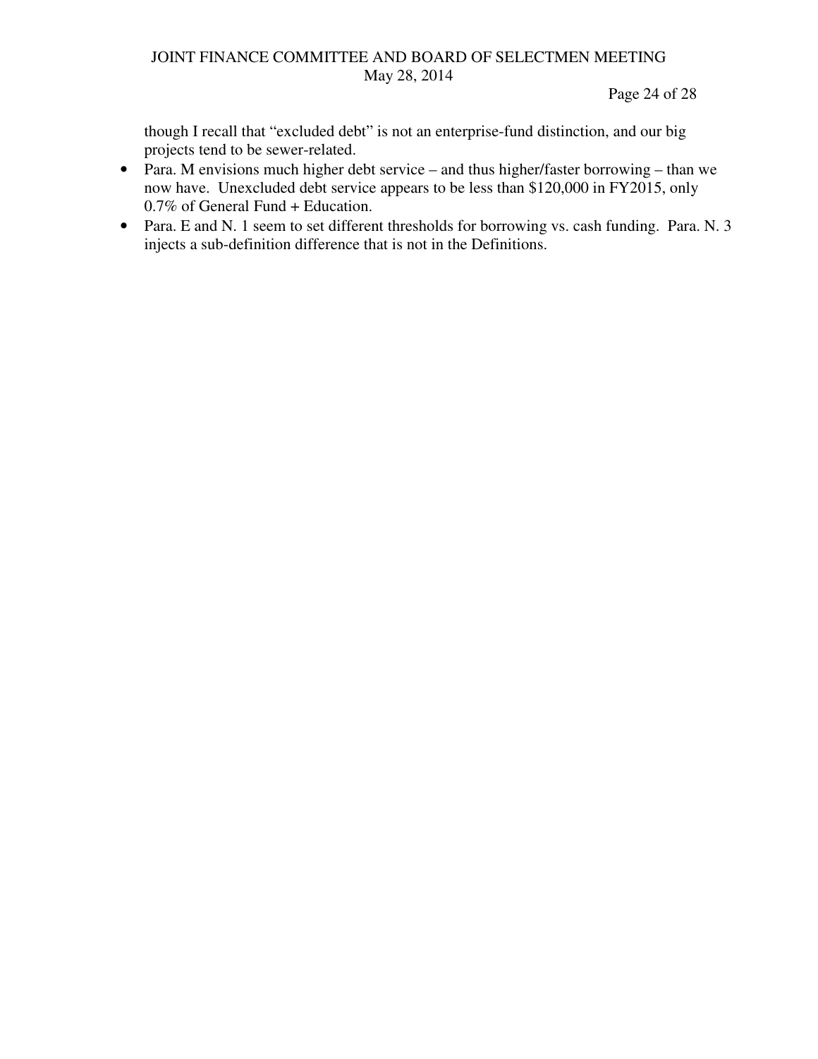though I recall that "excluded debt" is not an enterprise-fund distinction, and our big projects tend to be sewer-related.

- Para. M envisions much higher debt service – and thus higher/faster borrowing – than we now have. Unexcluded debt service appears to be less than $120,000 in FY2015, only 0.7% of General Fund + Education.
- Para. E and N. 1 seem to set different thresholds for borrowing vs. cash funding. Para. N. 3 injects a sub-definition difference that is not in the Definitions.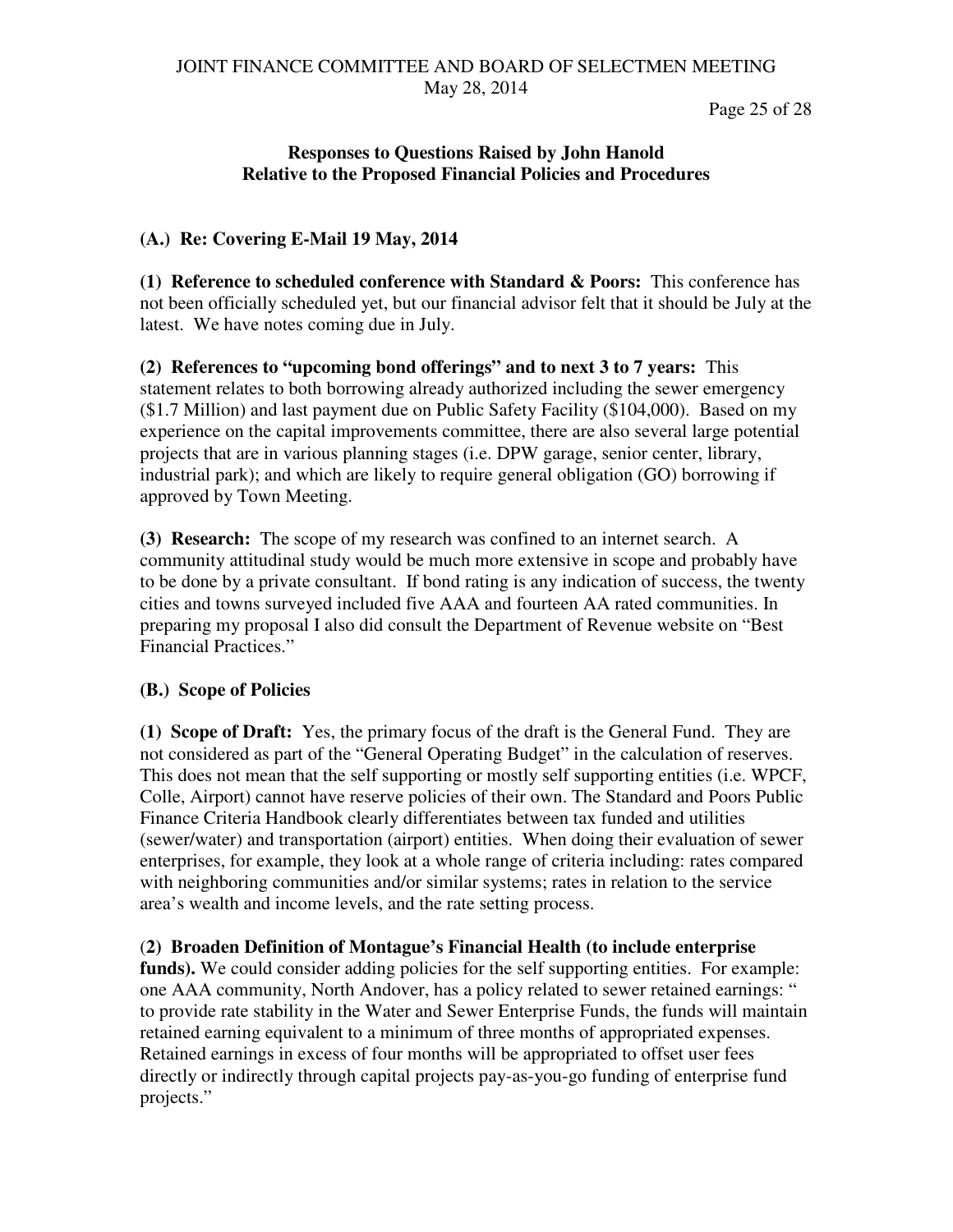## Responses to Questions Raised by John Hanold Relative to the Proposed Financial Policies and Procedures

### (A.) Re: Covering E-Mail 19 May, 2014

**(1) Reference to scheduled conference with Standard & Poors:** This conference has not been officially scheduled yet, but our financial advisor felt that it should be July at the latest. We have notes coming due in July.

**(2) References to "upcoming bond offerings" and to next 3 to 7 years:** This statement relates to both borrowing already authorized including the sewer emergency ($1.7 Million) and last payment due on Public Safety Facility ($104,000). Based on my experience on the capital improvements committee, there are also several large potential projects that are in various planning stages (i.e. DPW garage, senior center, library, industrial park); and which are likely to require general obligation (GO) borrowing if approved by Town Meeting.

**(3) Research:** The scope of my research was confined to an internet search. A community attitudinal study would be much more extensive in scope and probably have to be done by a private consultant. If bond rating is any indication of success, the twenty cities and towns surveyed included five AAA and fourteen AA rated communities. In preparing my proposal I also did consult the Department of Revenue website on "Best Financial Practices."

### (B.) Scope of Policies

**(1) Scope of Draft:** Yes, the primary focus of the draft is the General Fund. They are not considered as part of the "General Operating Budget" in the calculation of reserves. This does not mean that the self supporting or mostly self supporting entities (i.e. WPCF, Colle, Airport) cannot have reserve policies of their own. The Standard and Poors Public Finance Criteria Handbook clearly differentiates between tax funded and utilities (sewer/water) and transportation (airport) entities. When doing their evaluation of sewer enterprises, for example, they look at a whole range of criteria including: rates compared with neighboring communities and/or similar systems; rates in relation to the service area's wealth and income levels, and the rate setting process.

(**2) Broaden Definition of Montague's Financial Health (to include enterprise funds).** We could consider adding policies for the self supporting entities. For example: one AAA community, North Andover, has a policy related to sewer retained earnings: " to provide rate stability in the Water and Sewer Enterprise Funds, the funds will maintain retained earning equivalent to a minimum of three months of appropriated expenses. Retained earnings in excess of four months will be appropriated to offset user fees directly or indirectly through capital projects pay-as-you-go funding of enterprise fund projects."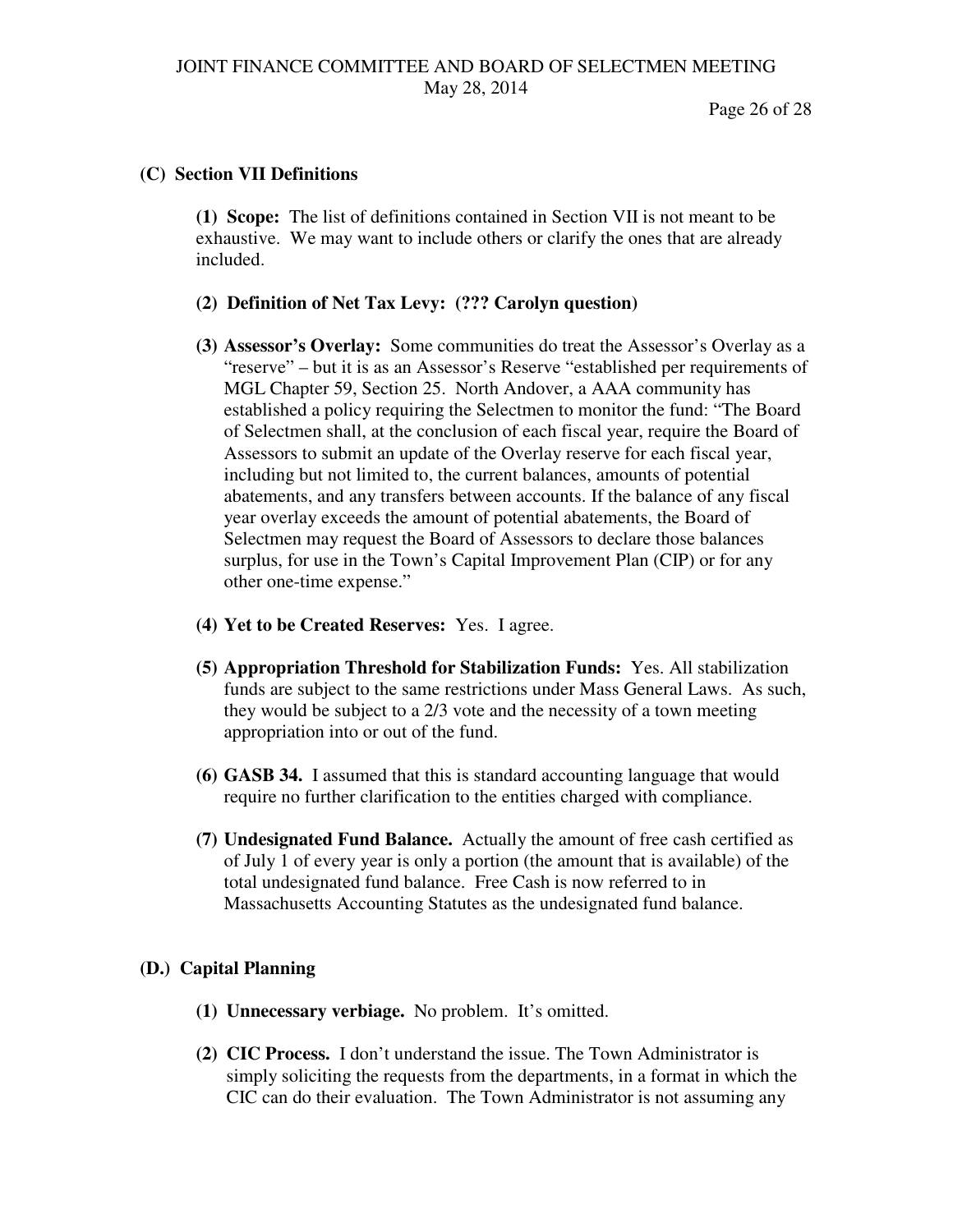**(C) Section VII Definitions**

**(1) Scope:** The list of definitions contained in Section VII is not meant to be exhaustive. We may want to include others or clarify the ones that are already included.

**(2) Definition of Net Tax Levy: (??? Carolyn question)**

**(3) Assessor's Overlay:** Some communities do treat the Assessor's Overlay as a "reserve" – but it is as an Assessor's Reserve "established per requirements of MGL Chapter 59, Section 25. North Andover, a AAA community has established a policy requiring the Selectmen to monitor the fund: "The Board of Selectmen shall, at the conclusion of each fiscal year, require the Board of Assessors to submit an update of the Overlay reserve for each fiscal year, including but not limited to, the current balances, amounts of potential abatements, and any transfers between accounts. If the balance of any fiscal year overlay exceeds the amount of potential abatements, the Board of Selectmen may request the Board of Assessors to declare those balances surplus, for use in the Town's Capital Improvement Plan (CIP) or for any other one-time expense."

**(4) Yet to be Created Reserves:** Yes. I agree.

**(5) Appropriation Threshold for Stabilization Funds:** Yes. All stabilization funds are subject to the same restrictions under Mass General Laws. As such, they would be subject to a 2/3 vote and the necessity of a town meeting appropriation into or out of the fund.

**(6) GASB 34.** I assumed that this is standard accounting language that would require no further clarification to the entities charged with compliance.

**(7) Undesignated Fund Balance.** Actually the amount of free cash certified as of July 1 of every year is only a portion (the amount that is available) of the total undesignated fund balance. Free Cash is now referred to in Massachusetts Accounting Statutes as the undesignated fund balance.

**(D.) Capital Planning**

**(1) Unnecessary verbiage.** No problem. It's omitted.

**(2) CIC Process.** I don't understand the issue. The Town Administrator is simply soliciting the requests from the departments, in a format in which the CIC can do their evaluation. The Town Administrator is not assuming any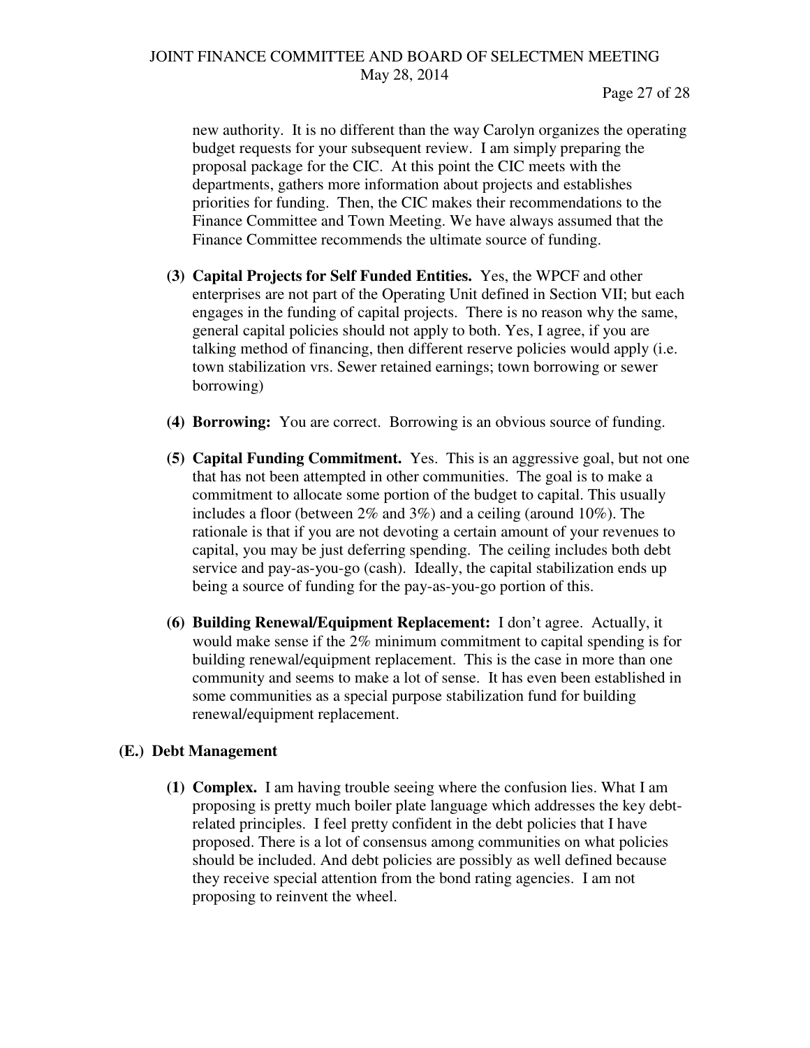new authority. It is no different than the way Carolyn organizes the operating budget requests for your subsequent review. I am simply preparing the proposal package for the CIC. At this point the CIC meets with the departments, gathers more information about projects and establishes priorities for funding. Then, the CIC makes their recommendations to the Finance Committee and Town Meeting. We have always assumed that the Finance Committee recommends the ultimate source of funding.

**(3) Capital Projects for Self Funded Entities.** Yes, the WPCF and other enterprises are not part of the Operating Unit defined in Section VII; but each engages in the funding of capital projects. There is no reason why the same, general capital policies should not apply to both. Yes, I agree, if you are talking method of financing, then different reserve policies would apply (i.e. town stabilization vrs. Sewer retained earnings; town borrowing or sewer borrowing)

**(4) Borrowing:** You are correct. Borrowing is an obvious source of funding.

**(5) Capital Funding Commitment.** Yes. This is an aggressive goal, but not one that has not been attempted in other communities. The goal is to make a commitment to allocate some portion of the budget to capital. This usually includes a floor (between 2% and 3%) and a ceiling (around 10%). The rationale is that if you are not devoting a certain amount of your revenues to capital, you may be just deferring spending. The ceiling includes both debt service and pay-as-you-go (cash). Ideally, the capital stabilization ends up being a source of funding for the pay-as-you-go portion of this.

**(6) Building Renewal/Equipment Replacement:** I don't agree. Actually, it would make sense if the 2% minimum commitment to capital spending is for building renewal/equipment replacement. This is the case in more than one community and seems to make a lot of sense. It has even been established in some communities as a special purpose stabilization fund for building renewal/equipment replacement.

### (E.) Debt Management

**(1) Complex.** I am having trouble seeing where the confusion lies. What I am proposing is pretty much boiler plate language which addresses the key debt-related principles. I feel pretty confident in the debt policies that I have proposed. There is a lot of consensus among communities on what policies should be included. And debt policies are possibly as well defined because they receive special attention from the bond rating agencies. I am not proposing to reinvent the wheel.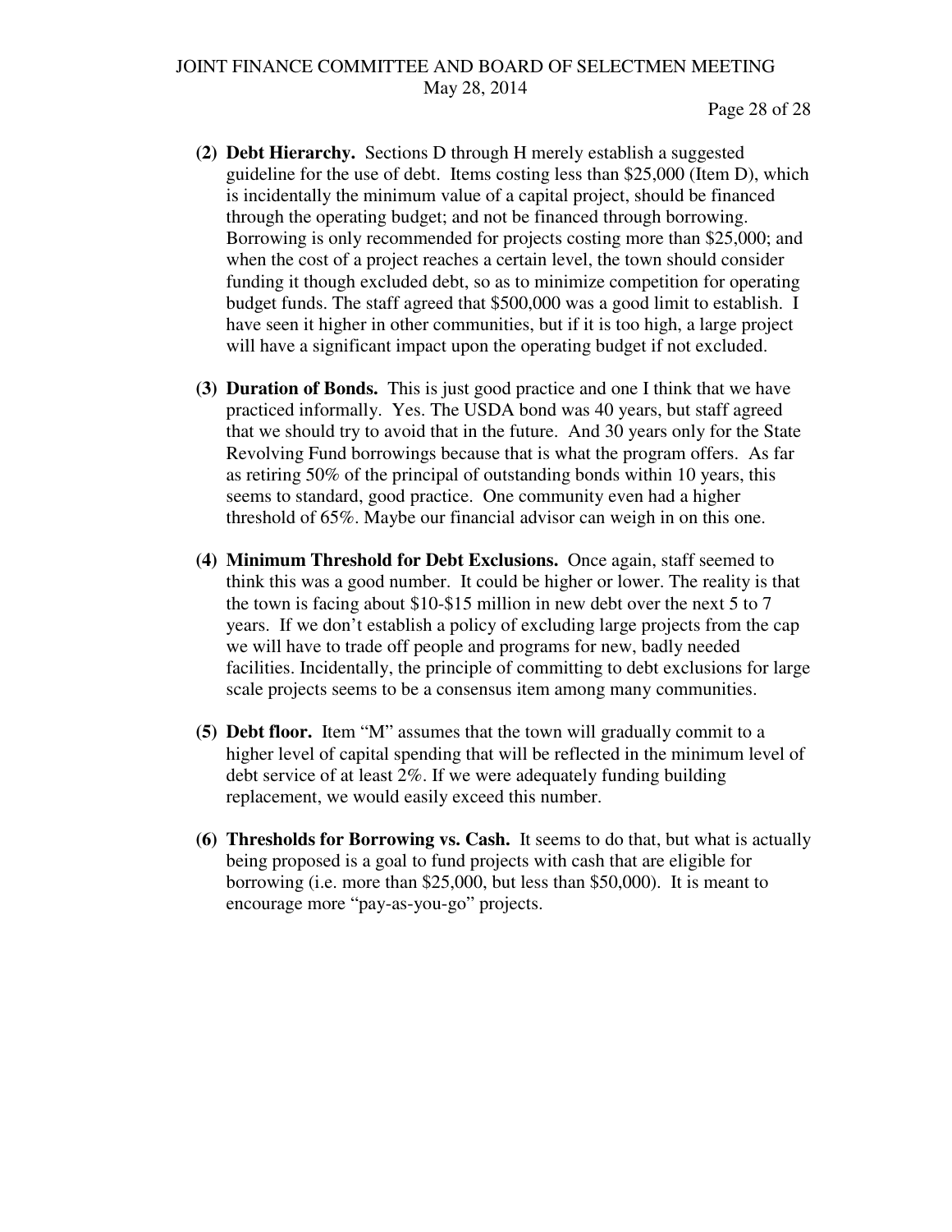**(2) Debt Hierarchy.** Sections D through H merely establish a suggested guideline for the use of debt. Items costing less than $25,000 (Item D), which is incidentally the minimum value of a capital project, should be financed through the operating budget; and not be financed through borrowing. Borrowing is only recommended for projects costing more than $25,000; and when the cost of a project reaches a certain level, the town should consider funding it though excluded debt, so as to minimize competition for operating budget funds. The staff agreed that $500,000 was a good limit to establish. I have seen it higher in other communities, but if it is too high, a large project will have a significant impact upon the operating budget if not excluded.

**(3) Duration of Bonds.** This is just good practice and one I think that we have practiced informally. Yes. The USDA bond was 40 years, but staff agreed that we should try to avoid that in the future. And 30 years only for the State Revolving Fund borrowings because that is what the program offers. As far as retiring 50% of the principal of outstanding bonds within 10 years, this seems to standard, good practice. One community even had a higher threshold of 65%. Maybe our financial advisor can weigh in on this one.

**(4) Minimum Threshold for Debt Exclusions.** Once again, staff seemed to think this was a good number. It could be higher or lower. The reality is that the town is facing about $10-$15 million in new debt over the next 5 to 7 years. If we don't establish a policy of excluding large projects from the cap we will have to trade off people and programs for new, badly needed facilities. Incidentally, the principle of committing to debt exclusions for large scale projects seems to be a consensus item among many communities.

**(5) Debt floor.** Item "M" assumes that the town will gradually commit to a higher level of capital spending that will be reflected in the minimum level of debt service of at least 2%. If we were adequately funding building replacement, we would easily exceed this number.

**(6) Thresholds for Borrowing vs. Cash.** It seems to do that, but what is actually being proposed is a goal to fund projects with cash that are eligible for borrowing (i.e. more than $25,000, but less than $50,000). It is meant to encourage more "pay-as-you-go" projects.